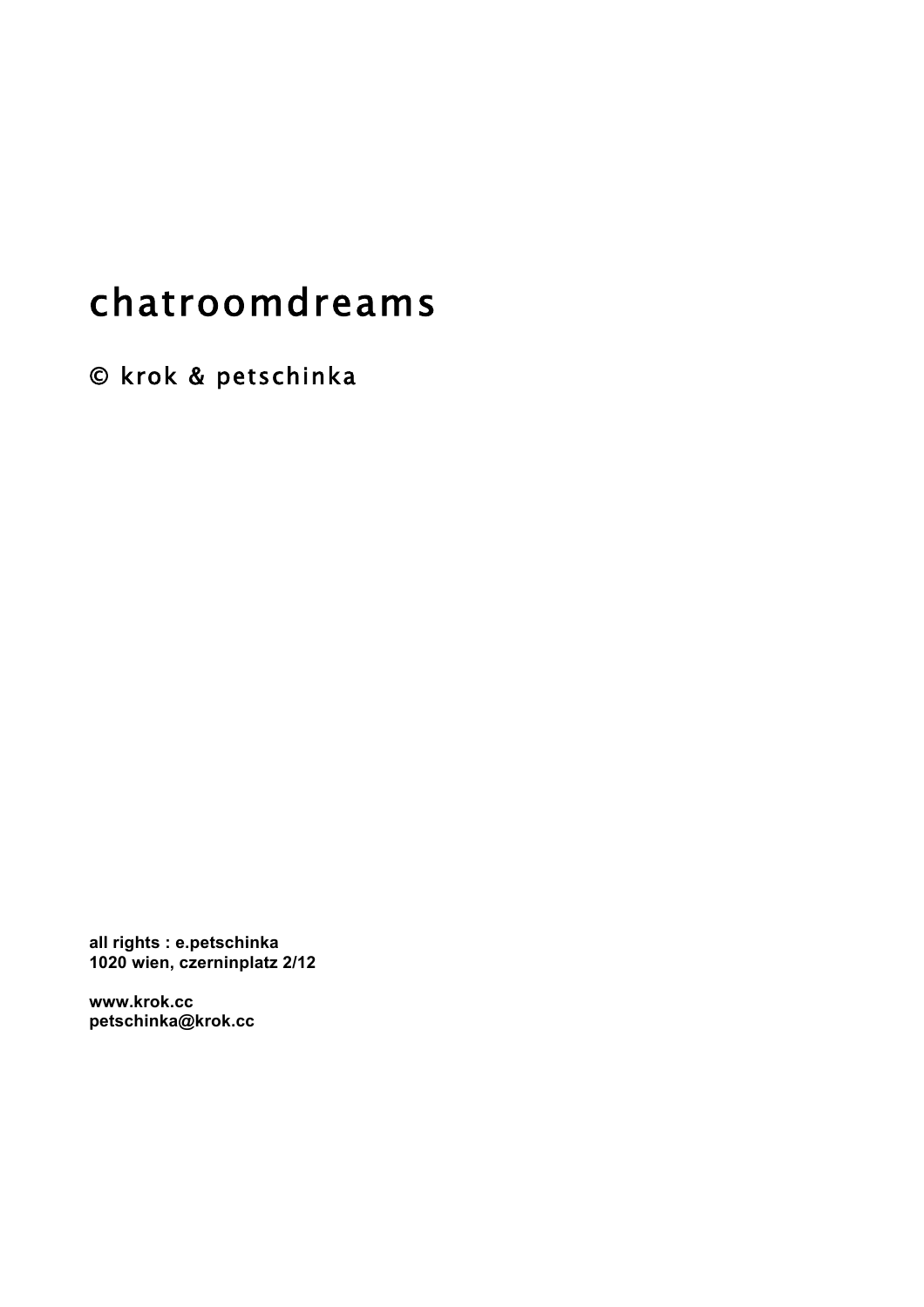# chatroomdreams

© krok & petschinka

**all rights : e.petschinka**
**1020 wien, czerninplatz 2/12**

**www.krok.cc**
**petschinka@krok.cc**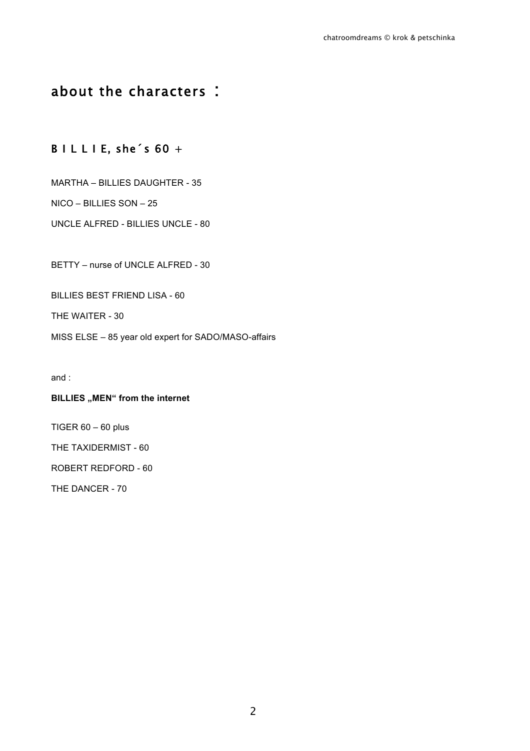# about the characters :

## B I L L I E, she´s 60 +

MARTHA – BILLIES DAUGHTER - 35

NICO – BILLIES SON – 25

UNCLE ALFRED - BILLIES UNCLE - 80

BETTY – nurse of UNCLE ALFRED - 30

BILLIES BEST FRIEND LISA - 60

THE WAITER - 30

MISS ELSE – 85 year old expert for SADO/MASO-affairs

and :

**BILLIES „MEN“ from the internet**

TIGER 60 – 60 plus

THE TAXIDERMIST - 60

ROBERT REDFORD - 60

THE DANCER - 70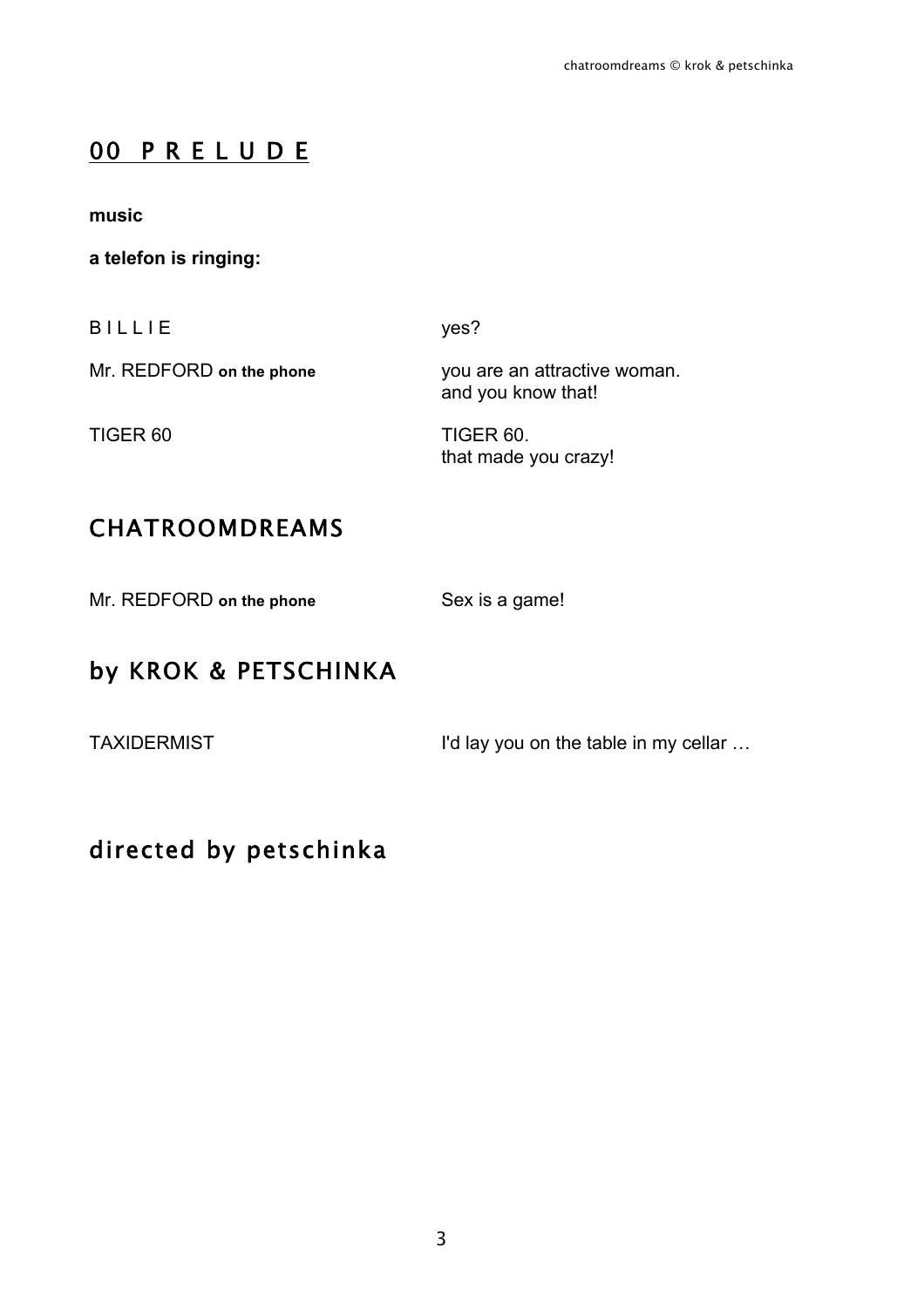## <u>00 P R E L U D E</u>

**music**

**a telefon is ringing:**

| | |
|---|---|
| B I L L I E | yes? |
| Mr. REDFORD **on the phone** | you are an attractive woman.<br>and you know that! |
| TIGER 60 | TIGER 60.<br>that made you crazy! |

## CHATROOMDREAMS

| | |
|---|---|
| Mr. REDFORD **on the phone** | Sex is a game! |

## by KROK & PETSCHINKA

| | |
|---|---|
| TAXIDERMIST | I'd lay you on the table in my cellar … |

## directed by petschinka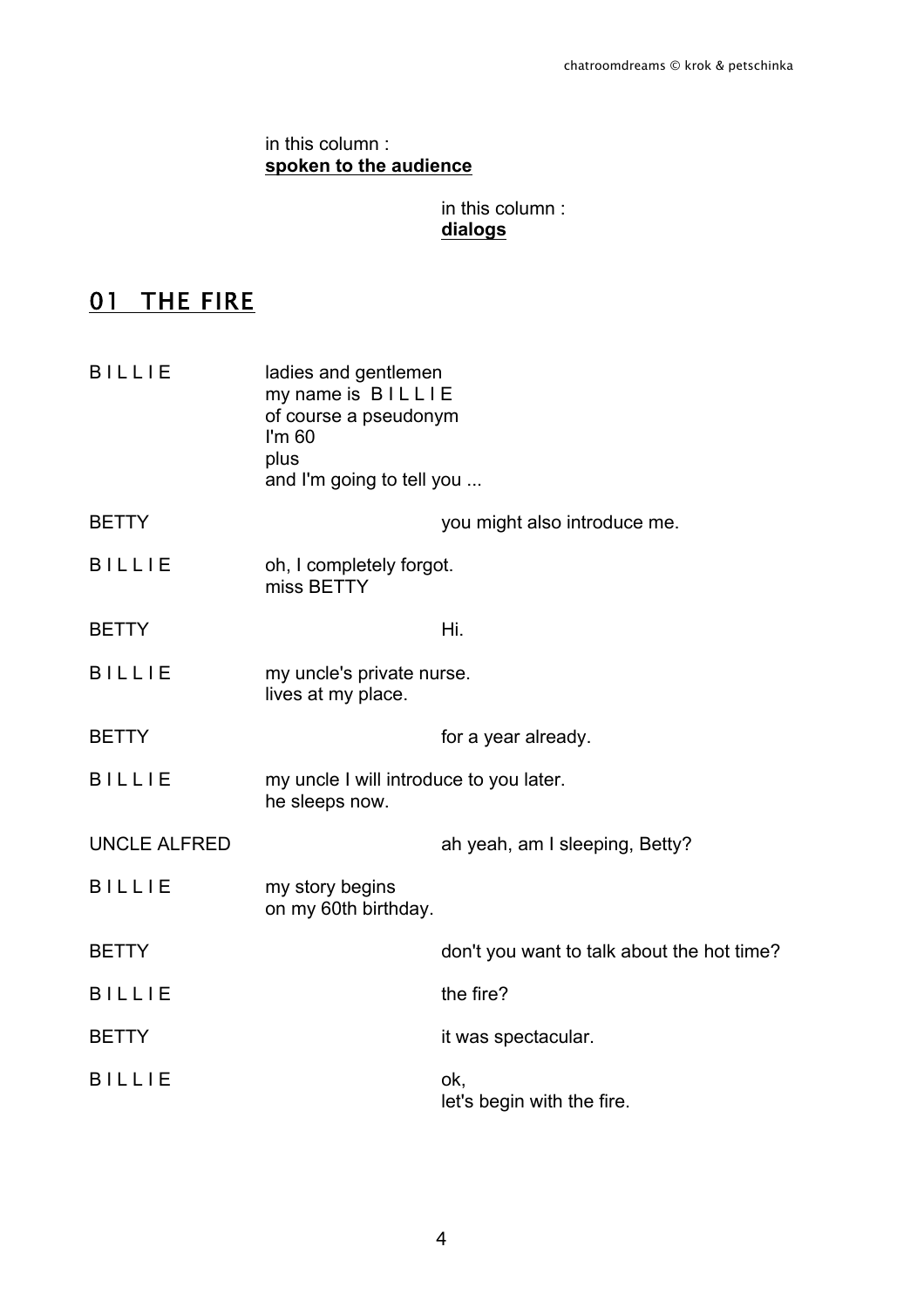in this column :
**spoken to the audience**

in this column :
**dialogs**

## 01 THE FIRE

| | spoken to the audience | dialogs |
|---|---|---|
| B I L L I E | ladies and gentlemen<br>my name is B I L L I E<br>of course a pseudonym<br>I'm 60<br>plus<br>and I'm going to tell you ... | |
| BETTY | | you might also introduce me. |
| B I L L I E | oh, I completely forgot.<br>miss BETTY | |
| BETTY | | Hi. |
| B I L L I E | my uncle's private nurse.<br>lives at my place. | |
| BETTY | | for a year already. |
| B I L L I E | my uncle I will introduce to you later.<br>he sleeps now. | |
| UNCLE ALFRED | | ah yeah, am I sleeping, Betty? |
| B I L L I E | my story begins<br>on my 60th birthday. | |
| BETTY | | don't you want to talk about the hot time? |
| B I L L I E | | the fire? |
| BETTY | | it was spectacular. |
| B I L L I E | | ok,<br>let's begin with the fire. |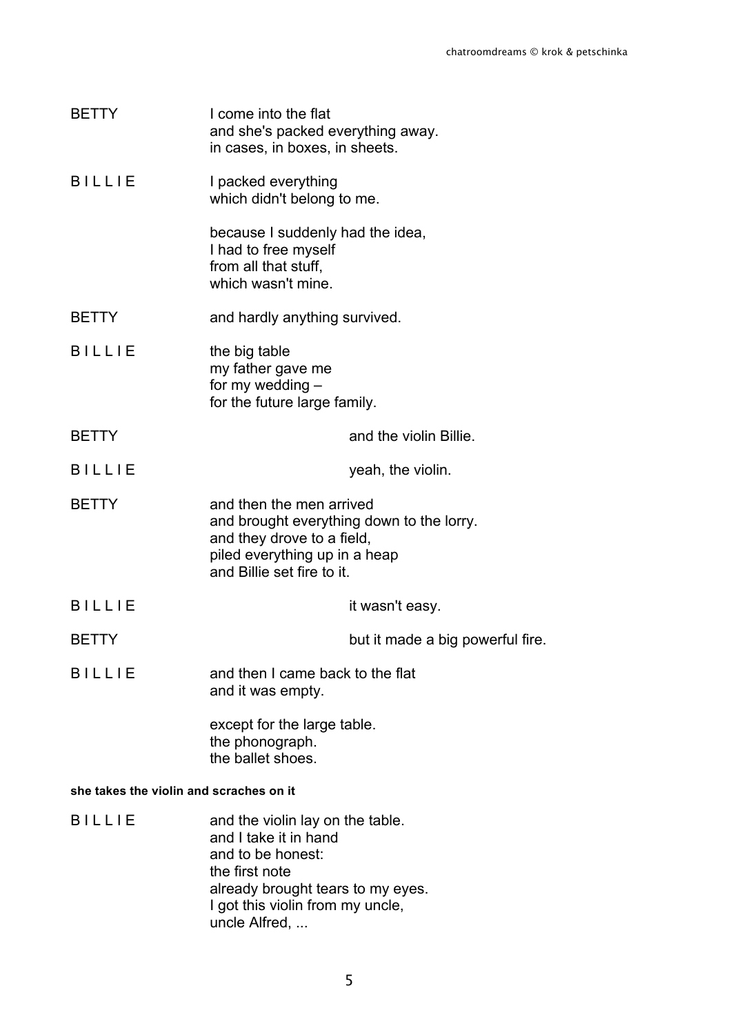BETTY — I come into the flat
and she's packed everything away.
in cases, in boxes, in sheets.

B I L L I E — I packed everything
which didn't belong to me.

because I suddenly had the idea,
I had to free myself
from all that stuff,
which wasn't mine.

BETTY — and hardly anything survived.

B I L L I E — the big table
my father gave me
for my wedding –
for the future large family.

BETTY — and the violin Billie.

B I L L I E — yeah, the violin.

BETTY — and then the men arrived
and brought everything down to the lorry.
and they drove to a field,
piled everything up in a heap
and Billie set fire to it.

B I L L I E — it wasn't easy.

BETTY — but it made a big powerful fire.

B I L L I E — and then I came back to the flat
and it was empty.

except for the large table.
the phonograph.
the ballet shoes.

**she takes the violin and scraches on it**

B I L L I E — and the violin lay on the table.
and I take it in hand
and to be honest:
the first note
already brought tears to my eyes.
I got this violin from my uncle,
uncle Alfred, ...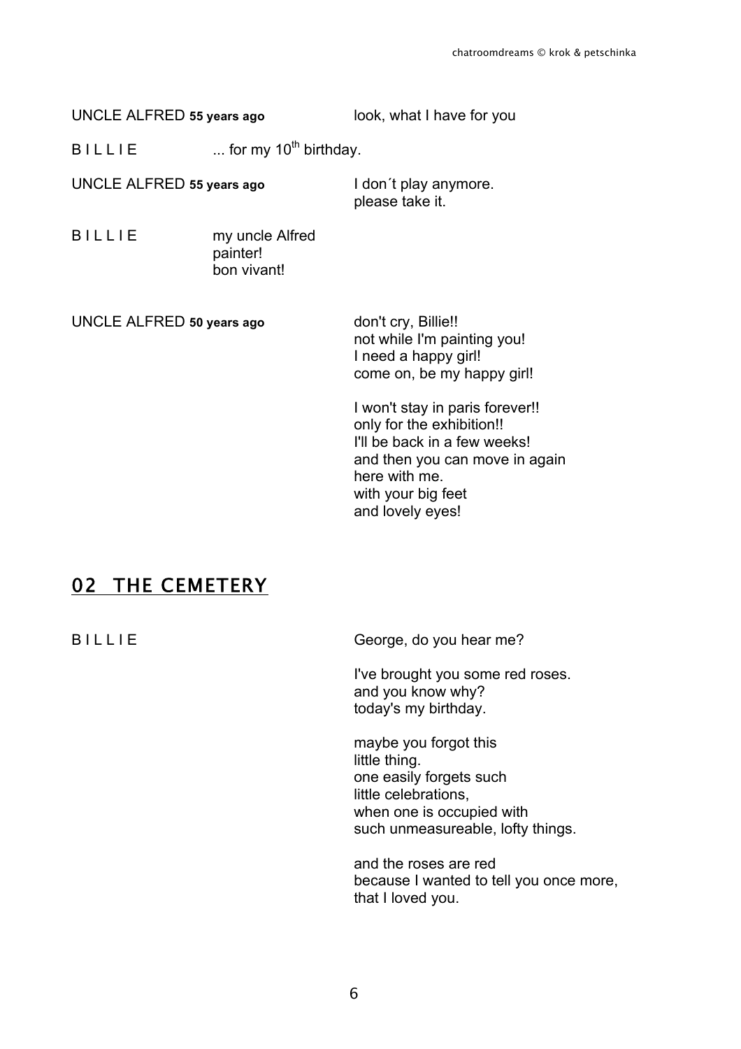UNCLE ALFRED **55 years ago** look, what I have for you

B I L L I E ... for my 10th birthday.

UNCLE ALFRED **55 years ago** I don´t play anymore.
please take it.

B I L L I E my uncle Alfred
painter!
bon vivant!

UNCLE ALFRED **50 years ago** don't cry, Billie!!
not while I'm painting you!
I need a happy girl!
come on, be my happy girl!

I won't stay in paris forever!!
only for the exhibition!!
I'll be back in a few weeks!
and then you can move in again
here with me.
with your big feet
and lovely eyes!

## 02 THE CEMETERY

B I L L I E George, do you hear me?

I've brought you some red roses.
and you know why?
today's my birthday.

maybe you forgot this
little thing.
one easily forgets such
little celebrations,
when one is occupied with
such unmeasureable, lofty things.

and the roses are red
because I wanted to tell you once more,
that I loved you.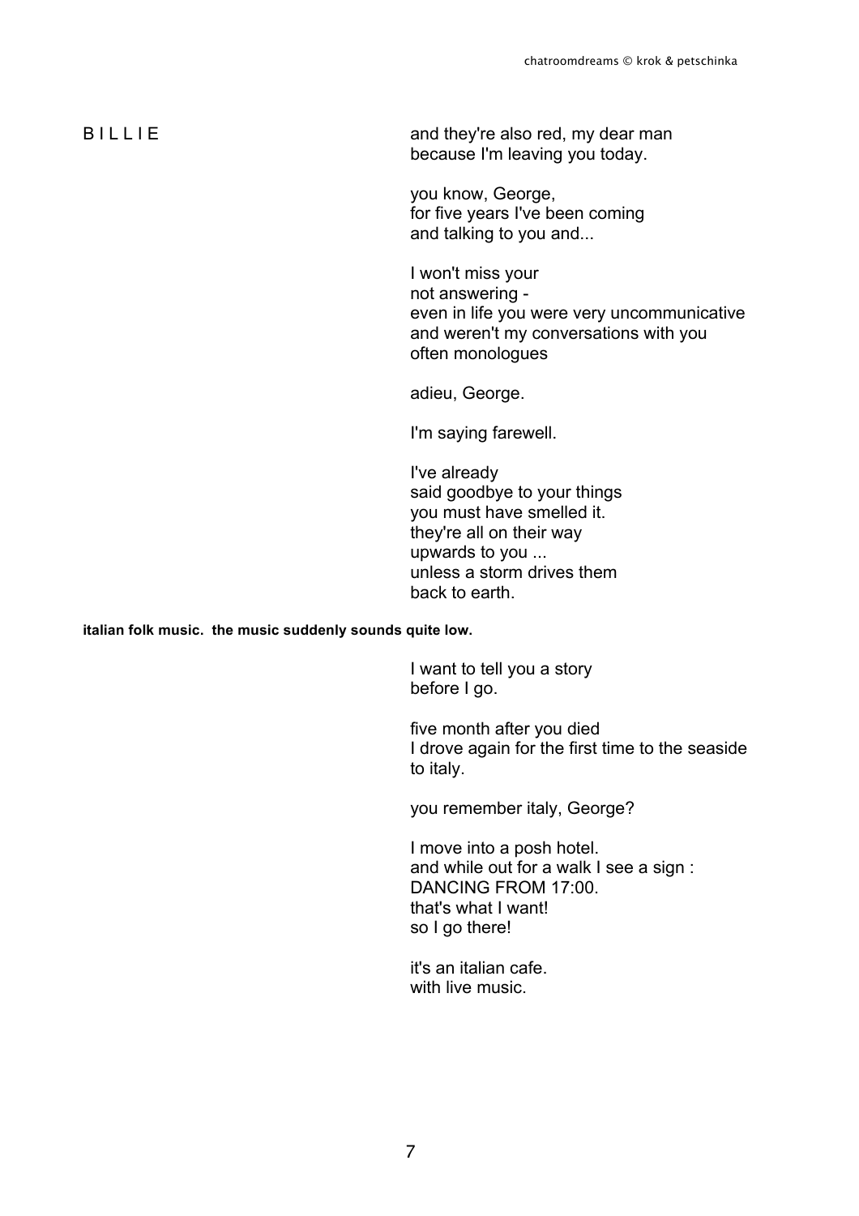B I L L I E

and they're also red, my dear man
because I'm leaving you today.

you know, George,
for five years I've been coming
and talking to you and...

I won't miss your
not answering -
even in life you were very uncommunicative
and weren't my conversations with you
often monologues

adieu, George.

I'm saying farewell.

I've already
said goodbye to your things
you must have smelled it.
they're all on their way
upwards to you ...
unless a storm drives them
back to earth.

**italian folk music. the music suddenly sounds quite low.**

I want to tell you a story
before I go.

five month after you died
I drove again for the first time to the seaside
to italy.

you remember italy, George?

I move into a posh hotel.
and while out for a walk I see a sign :
DANCING FROM 17:00.
that's what I want!
so I go there!

it's an italian cafe.
with live music.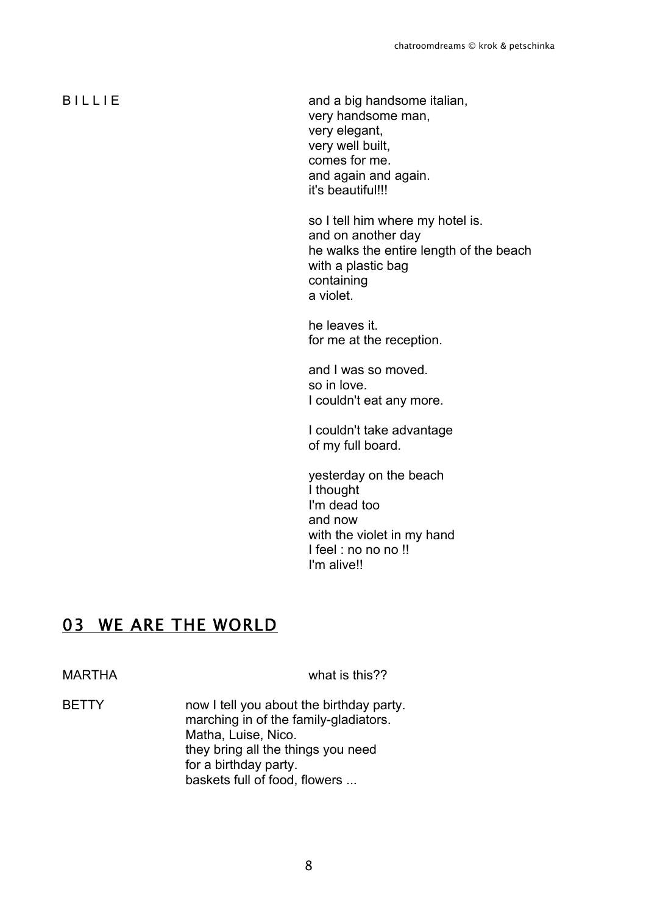B I L L I E

and a big handsome italian,
very handsome man,
very elegant,
very well built,
comes for me.
and again and again.
it's beautiful!!!

so I tell him where my hotel is.
and on another day
he walks the entire length of the beach
with a plastic bag
containing
a violet.

he leaves it.
for me at the reception.

and I was so moved.
so in love.
I couldn't eat any more.

I couldn't take advantage
of my full board.

yesterday on the beach
I thought
I'm dead too
and now
with the violet in my hand
I feel : no no no !!
I'm alive!!

## 03 WE ARE THE WORLD

MARTHA

what is this??

BETTY

now I tell you about the birthday party.
marching in of the family-gladiators.
Matha, Luise, Nico.
they bring all the things you need
for a birthday party.
baskets full of food, flowers ...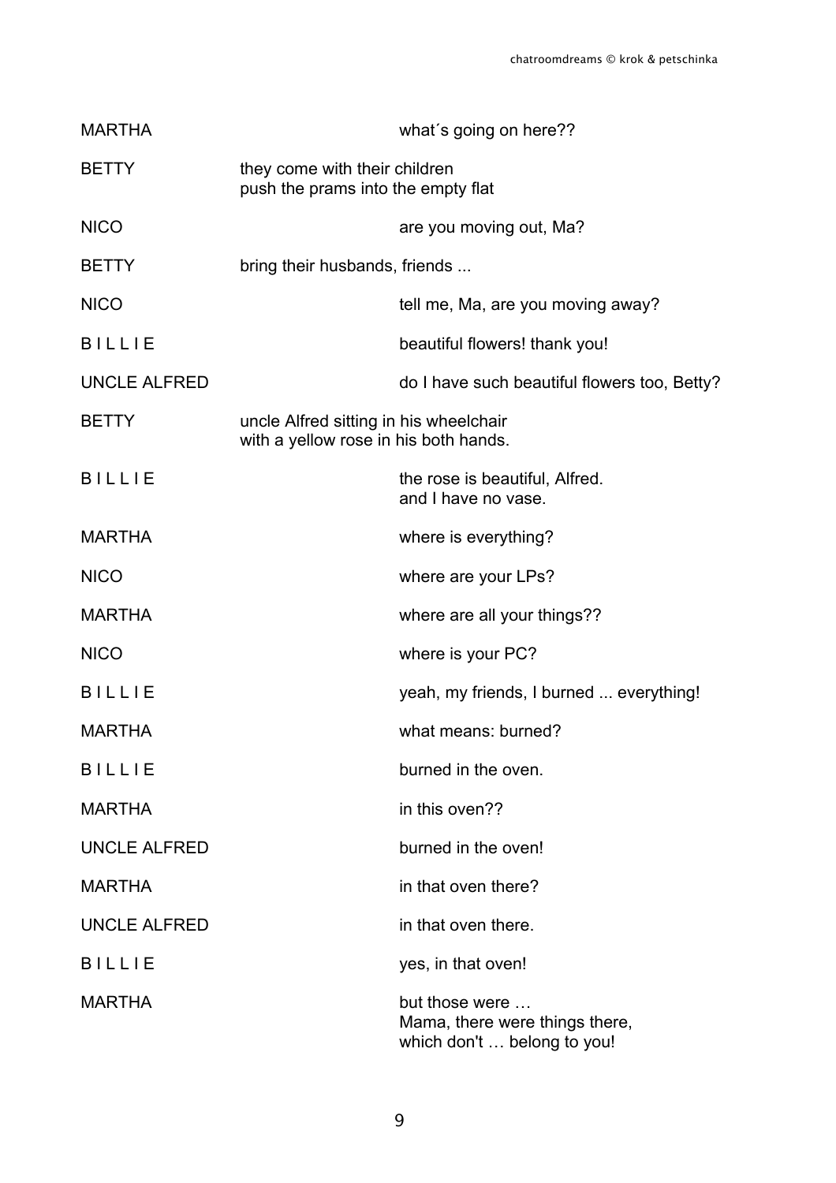MARTHA what´s going on here??

BETTY they come with their children
push the prams into the empty flat

NICO are you moving out, Ma?

BETTY bring their husbands, friends ...

NICO tell me, Ma, are you moving away?

B I L L I E beautiful flowers! thank you!

UNCLE ALFRED do I have such beautiful flowers too, Betty?

BETTY uncle Alfred sitting in his wheelchair
with a yellow rose in his both hands.

B I L L I E the rose is beautiful, Alfred.
and I have no vase.

MARTHA where is everything?

NICO where are your LPs?

MARTHA where are all your things??

NICO where is your PC?

B I L L I E yeah, my friends, I burned ... everything!

MARTHA what means: burned?

B I L L I E burned in the oven.

MARTHA in this oven??

UNCLE ALFRED burned in the oven!

MARTHA in that oven there?

UNCLE ALFRED in that oven there.

B I L L I E yes, in that oven!

MARTHA but those were …
Mama, there were things there,
which don't … belong to you!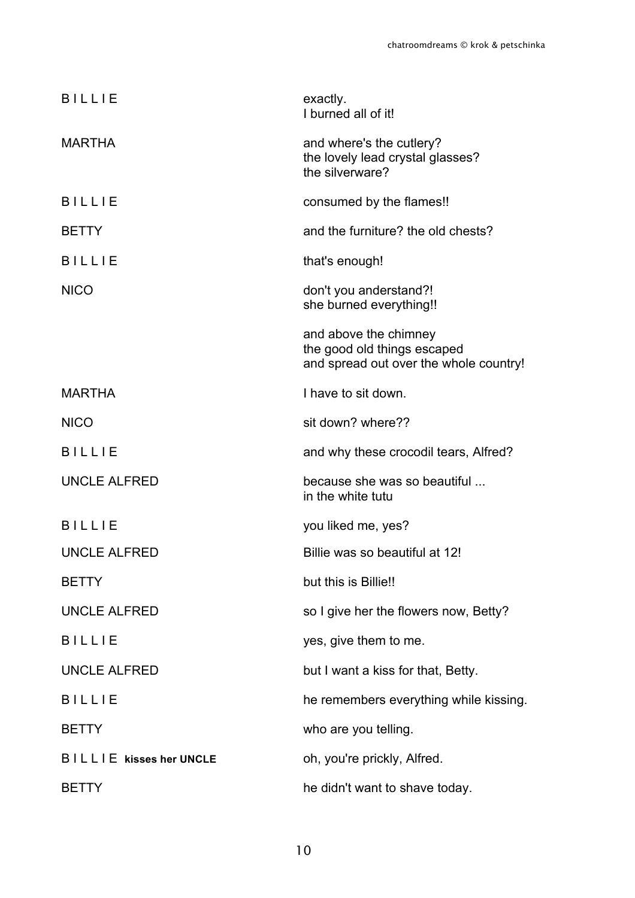B I L L I E — exactly.
I burned all of it!

MARTHA — and where's the cutlery?
the lovely lead crystal glasses?
the silverware?

B I L L I E — consumed by the flames!!

BETTY — and the furniture? the old chests?

B I L L I E — that's enough!

NICO — don't you anderstand?!
she burned everything!!

and above the chimney
the good old things escaped
and spread out over the whole country!

MARTHA — I have to sit down.

NICO — sit down? where??

B I L L I E — and why these crocodil tears, Alfred?

UNCLE ALFRED — because she was so beautiful ...
in the white tutu

B I L L I E — you liked me, yes?

UNCLE ALFRED — Billie was so beautiful at 12!

BETTY — but this is Billie!!

UNCLE ALFRED — so I give her the flowers now, Betty?

B I L L I E — yes, give them to me.

UNCLE ALFRED — but I want a kiss for that, Betty.

B I L L I E — he remembers everything while kissing.

BETTY — who are you telling.

B I L L I E **kisses her UNCLE** — oh, you're prickly, Alfred.

BETTY — he didn't want to shave today.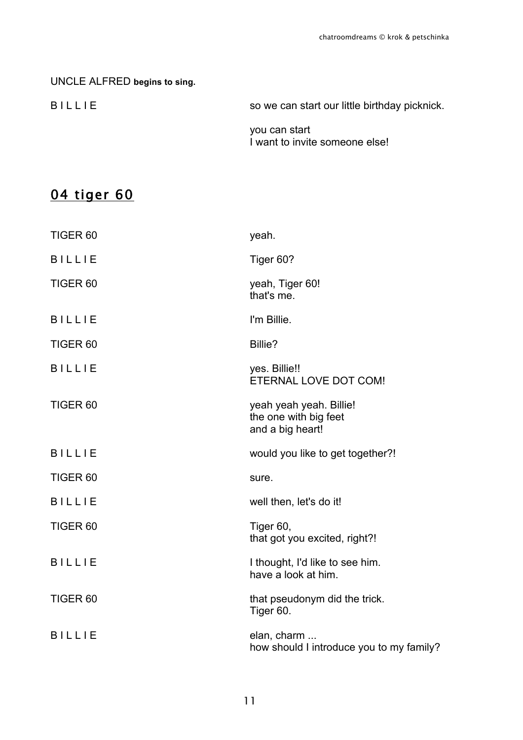UNCLE ALFRED **begins to sing.**

B I L L I E — so we can start our little birthday picknick.

you can start  
I want to invite someone else!

## 04 tiger 60

TIGER 60 — yeah.

B I L L I E — Tiger 60?

TIGER 60 — yeah, Tiger 60!  
that's me.

B I L L I E — I'm Billie.

TIGER 60 — Billie?

B I L L I E — yes. Billie!!  
ETERNAL LOVE DOT COM!

TIGER 60 — yeah yeah yeah. Billie!  
the one with big feet  
and a big heart!

B I L L I E — would you like to get together?!

TIGER 60 — sure.

B I L L I E — well then, let's do it!

TIGER 60 — Tiger 60,  
that got you excited, right?!

B I L L I E — I thought, I'd like to see him.  
have a look at him.

TIGER 60 — that pseudonym did the trick.  
Tiger 60.

B I L L I E — elan, charm ...  
how should I introduce you to my family?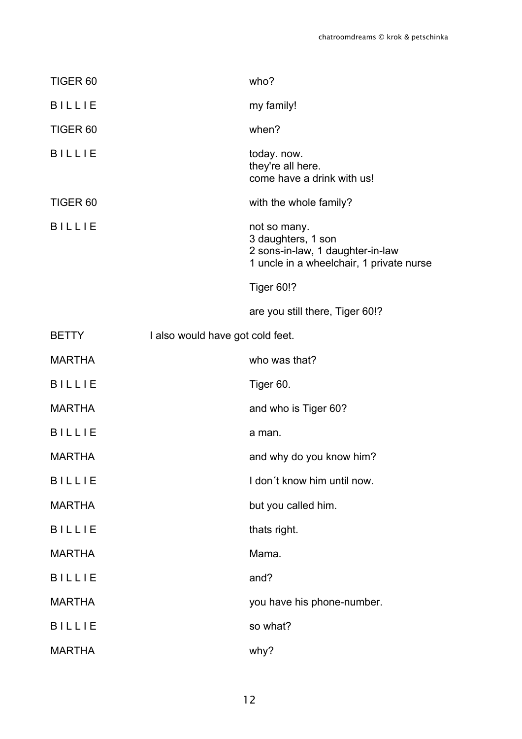TIGER 60 who?

B I L L I E my family!

TIGER 60 when?

B I L L I E today. now.
they're all here.
come have a drink with us!

TIGER 60 with the whole family?

B I L L I E not so many.
3 daughters, 1 son
2 sons-in-law, 1 daughter-in-law
1 uncle in a wheelchair, 1 private nurse

Tiger 60!?

are you still there, Tiger 60!?

BETTY I also would have got cold feet.

MARTHA who was that?

B I L L I E Tiger 60.

MARTHA and who is Tiger 60?

B I L L I E a man.

MARTHA and why do you know him?

B I L L I E I don´t know him until now.

MARTHA but you called him.

B I L L I E thats right.

MARTHA Mama.

B I L L I E and?

MARTHA you have his phone-number.

B I L L I E so what?

MARTHA why?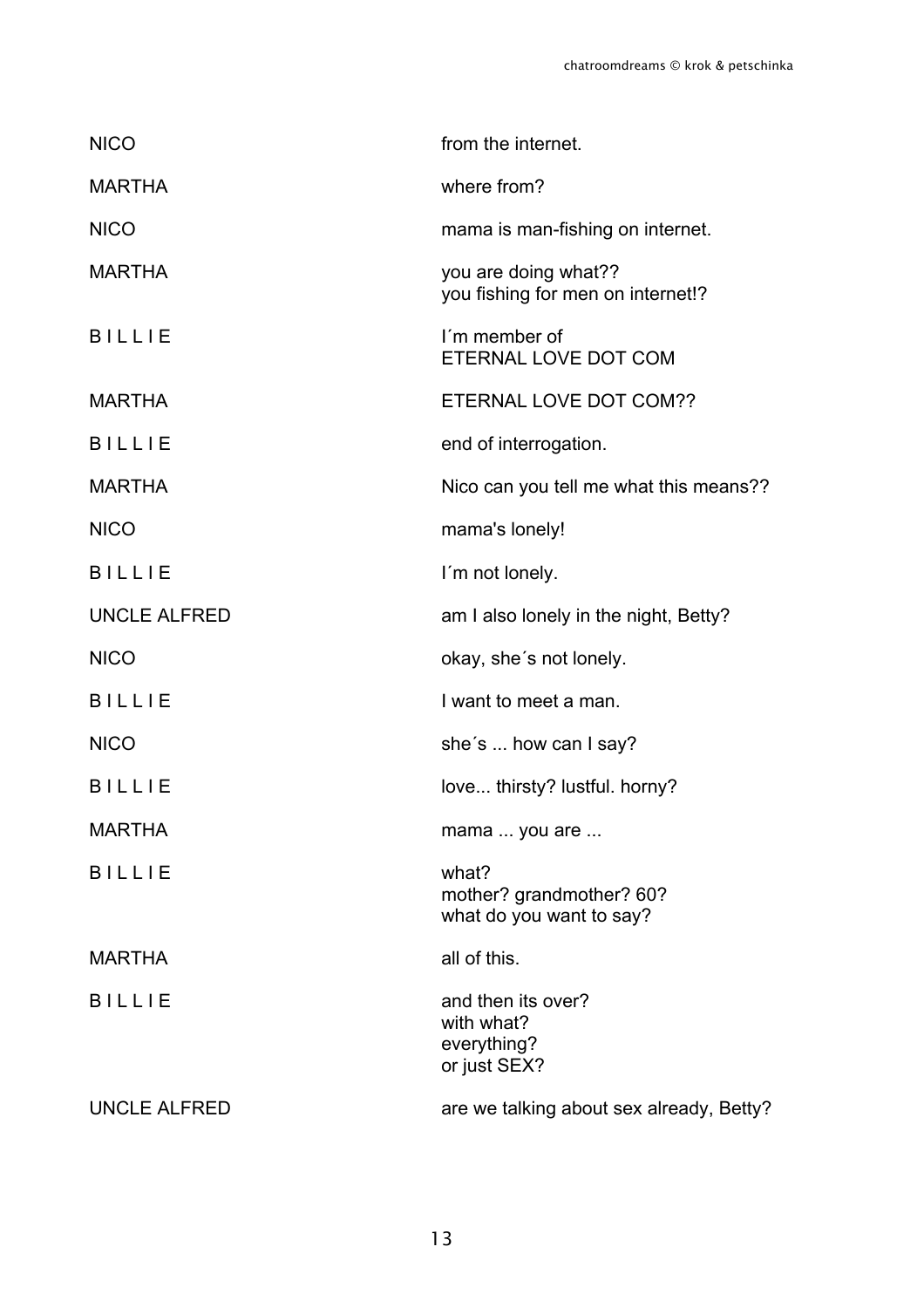NICO from the internet.

MARTHA where from?

NICO mama is man-fishing on internet.

MARTHA you are doing what??
you fishing for men on internet!?

B I L L I E I´m member of
ETERNAL LOVE DOT COM

MARTHA ETERNAL LOVE DOT COM??

B I L L I E end of interrogation.

MARTHA Nico can you tell me what this means??

NICO mama's lonely!

B I L L I E I´m not lonely.

UNCLE ALFRED am I also lonely in the night, Betty?

NICO okay, she´s not lonely.

B I L L I E I want to meet a man.

NICO she´s ... how can I say?

B I L L I E love... thirsty? lustful. horny?

MARTHA mama ... you are ...

B I L L I E what?
mother? grandmother? 60?
what do you want to say?

MARTHA all of this.

B I L L I E and then its over?
with what?
everything?
or just SEX?

UNCLE ALFRED are we talking about sex already, Betty?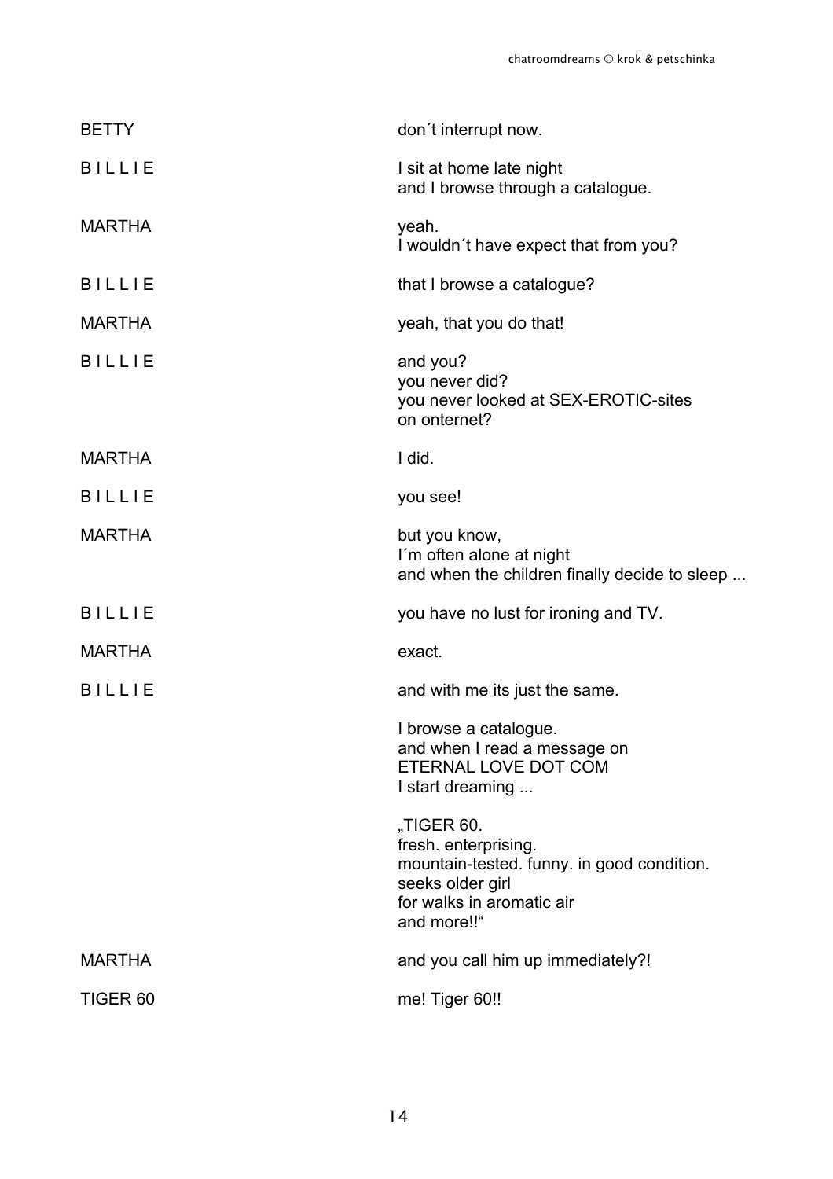BETTY
don´t interrupt now.

B I L L I E
I sit at home late night
and I browse through a catalogue.

MARTHA
yeah.
I wouldn´t have expect that from you?

B I L L I E
that I browse a catalogue?

MARTHA
yeah, that you do that!

B I L L I E
and you?
you never did?
you never looked at SEX-EROTIC-sites
on onternet?

MARTHA
I did.

B I L L I E
you see!

MARTHA
but you know,
I´m often alone at night
and when the children finally decide to sleep ...

B I L L I E
you have no lust for ironing and TV.

MARTHA
exact.

B I L L I E
and with me its just the same.

I browse a catalogue.
and when I read a message on
ETERNAL LOVE DOT COM
I start dreaming ...

„TIGER 60.
fresh. enterprising.
mountain-tested. funny. in good condition.
seeks older girl
for walks in aromatic air
and more!!"

MARTHA
and you call him up immediately?!

TIGER 60
me! Tiger 60!!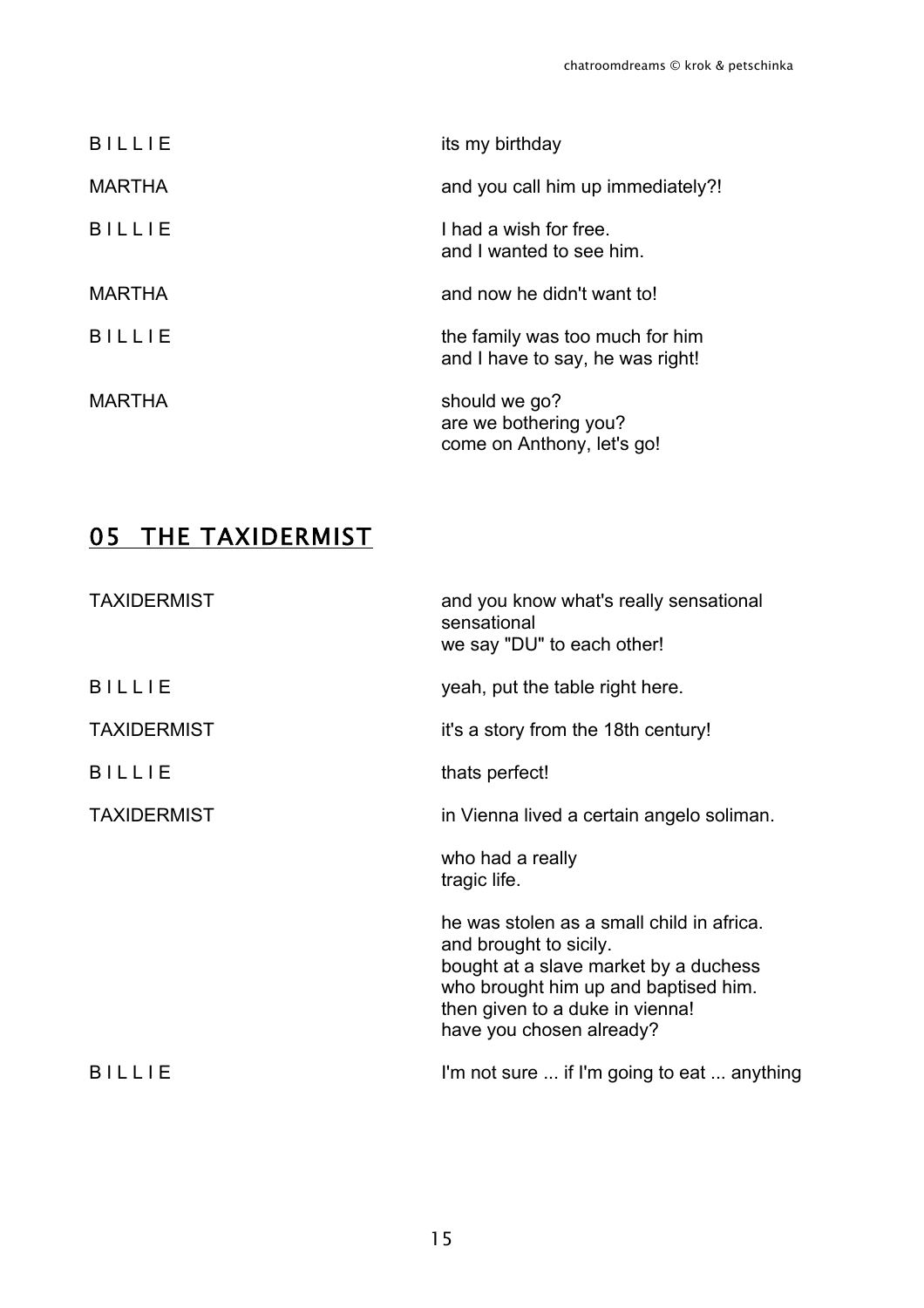| | |
|---|---|
| B I L L I E | its my birthday |
| MARTHA | and you call him up immediately?! |
| B I L L I E | I had a wish for free.<br>and I wanted to see him. |
| MARTHA | and now he didn't want to! |
| B I L L I E | the family was too much for him<br>and I have to say, he was right! |
| MARTHA | should we go?<br>are we bothering you?<br>come on Anthony, let's go! |

## 05 THE TAXIDERMIST

| | |
|---|---|
| TAXIDERMIST | and you know what's really sensational<br>sensational<br>we say "DU" to each other! |
| B I L L I E | yeah, put the table right here. |
| TAXIDERMIST | it's a story from the 18th century! |
| B I L L I E | thats perfect! |
| TAXIDERMIST | in Vienna lived a certain angelo soliman.<br><br>who had a really<br>tragic life.<br><br>he was stolen as a small child in africa.<br>and brought to sicily.<br>bought at a slave market by a duchess<br>who brought him up and baptised him.<br>then given to a duke in vienna!<br>have you chosen already? |
| B I L L I E | I'm not sure ... if I'm going to eat ... anything |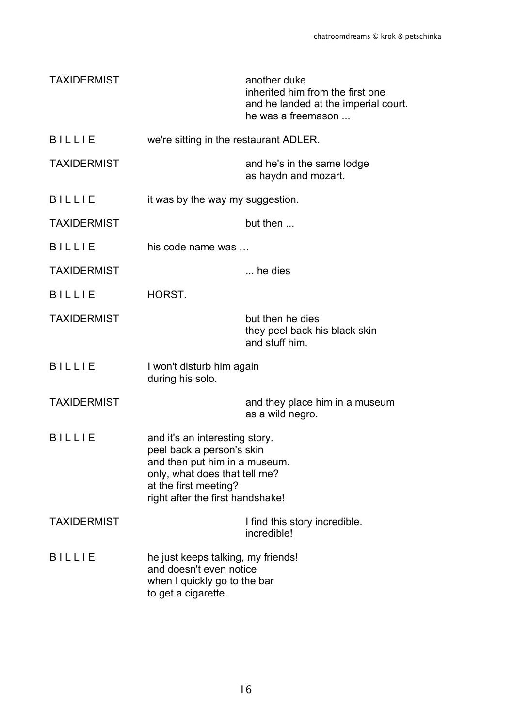TAXIDERMIST
another duke
inherited him from the first one
and he landed at the imperial court.
he was a freemason ...

B I L L I E
we're sitting in the restaurant ADLER.

TAXIDERMIST
and he's in the same lodge
as haydn and mozart.

B I L L I E
it was by the way my suggestion.

TAXIDERMIST
but then ...

B I L L I E
his code name was …

TAXIDERMIST
... he dies

B I L L I E
HORST.

TAXIDERMIST
but then he dies
they peel back his black skin
and stuff him.

B I L L I E
I won't disturb him again
during his solo.

TAXIDERMIST
and they place him in a museum
as a wild negro.

B I L L I E
and it's an interesting story.
peel back a person's skin
and then put him in a museum.
only, what does that tell me?
at the first meeting?
right after the first handshake!

TAXIDERMIST
I find this story incredible.
incredible!

B I L L I E
he just keeps talking, my friends!
and doesn't even notice
when I quickly go to the bar
to get a cigarette.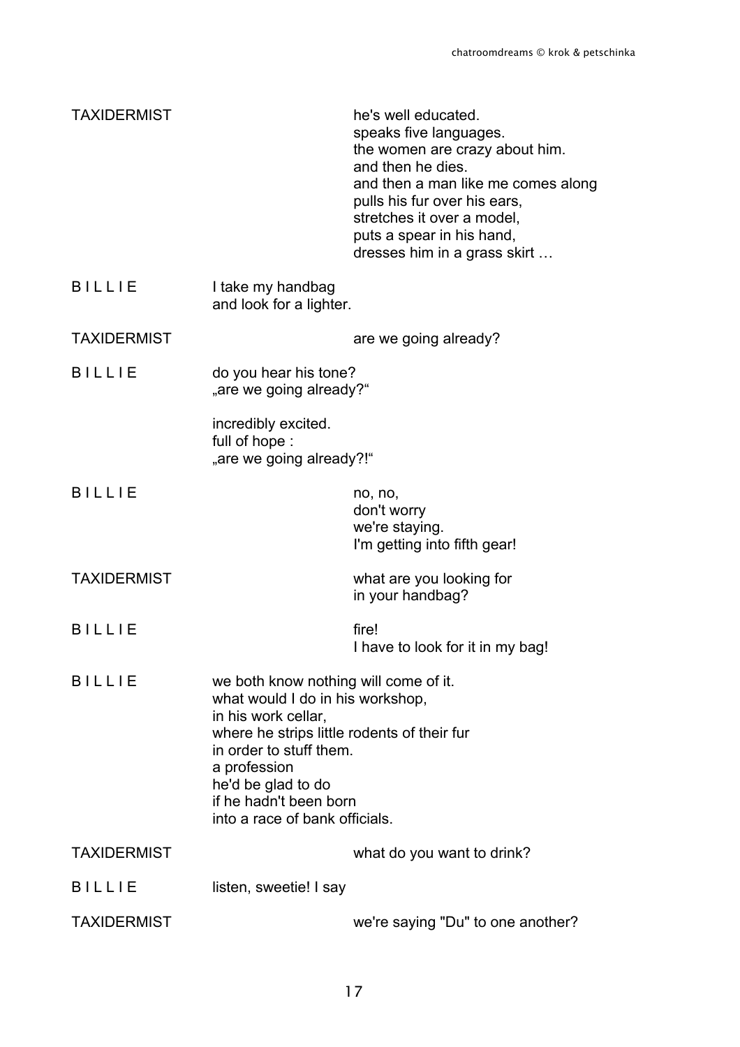TAXIDERMIST

he's well educated.
speaks five languages.
the women are crazy about him.
and then he dies.
and then a man like me comes along
pulls his fur over his ears,
stretches it over a model,
puts a spear in his hand,
dresses him in a grass skirt …

B I L L I E

I take my handbag
and look for a lighter.

TAXIDERMIST

are we going already?

B I L L I E

do you hear his tone?
„are we going already?"

incredibly excited.
full of hope :
„are we going already?!"

B I L L I E

no, no,
don't worry
we're staying.
I'm getting into fifth gear!

TAXIDERMIST

what are you looking for
in your handbag?

B I L L I E

fire!
I have to look for it in my bag!

B I L L I E

we both know nothing will come of it.
what would I do in his workshop,
in his work cellar,
where he strips little rodents of their fur
in order to stuff them.
a profession
he'd be glad to do
if he hadn't been born
into a race of bank officials.

TAXIDERMIST

what do you want to drink?

B I L L I E

listen, sweetie! I say

TAXIDERMIST

we're saying "Du" to one another?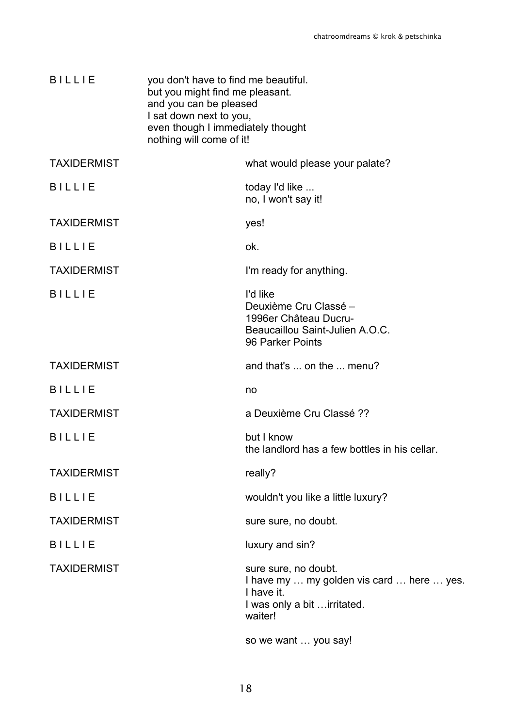B I L L I E you don't have to find me beautiful.
but you might find me pleasant.
and you can be pleased
I sat down next to you,
even though I immediately thought
nothing will come of it!

TAXIDERMIST what would please your palate?

B I L L I E today I'd like ...
no, I won't say it!

TAXIDERMIST yes!

B I L L I E ok.

TAXIDERMIST I'm ready for anything.

B I L L I E I'd like
Deuxième Cru Classé –
1996er Château Ducru-
Beaucaillou Saint-Julien A.O.C.
96 Parker Points

TAXIDERMIST and that's ... on the ... menu?

B I L L I E no

TAXIDERMIST a Deuxième Cru Classé ??

B I L L I E but I know
the landlord has a few bottles in his cellar.

TAXIDERMIST really?

B I L L I E wouldn't you like a little luxury?

TAXIDERMIST sure sure, no doubt.

B I L L I E luxury and sin?

TAXIDERMIST sure sure, no doubt.
I have my … my golden vis card … here … yes.
I have it.
I was only a bit …irritated.
waiter!

so we want … you say!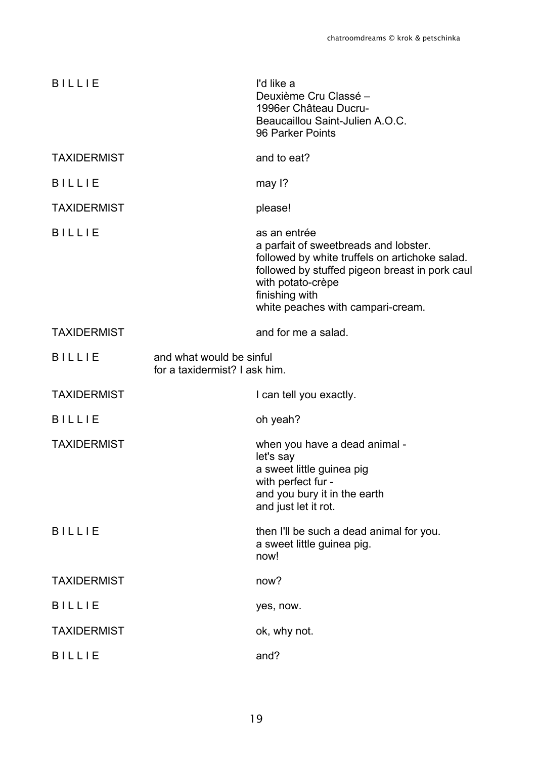B I L L I E

I'd like a
Deuxième Cru Classé –
1996er Château Ducru-
Beaucaillou Saint-Julien A.O.C.
96 Parker Points

TAXIDERMIST

and to eat?

B I L L I E

may I?

TAXIDERMIST

please!

B I L L I E

as an entrée
a parfait of sweetbreads and lobster.
followed by white truffels on artichoke salad.
followed by stuffed pigeon breast in pork caul
with potato-crèpe
finishing with
white peaches with campari-cream.

TAXIDERMIST

and for me a salad.

B I L L I E

and what would be sinful
for a taxidermist? I ask him.

TAXIDERMIST

I can tell you exactly.

B I L L I E

oh yeah?

TAXIDERMIST

when you have a dead animal -
let's say
a sweet little guinea pig
with perfect fur -
and you bury it in the earth
and just let it rot.

B I L L I E

then I'll be such a dead animal for you.
a sweet little guinea pig.
now!

TAXIDERMIST

now?

B I L L I E

yes, now.

TAXIDERMIST

ok, why not.

B I L L I E

and?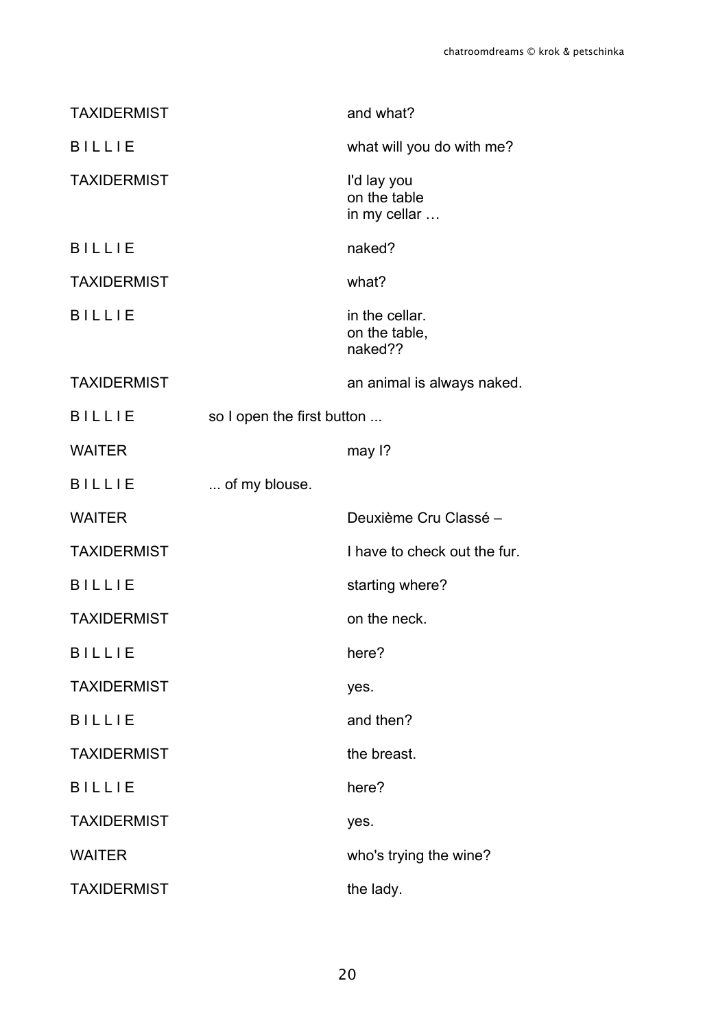TAXIDERMIST		and what?

B I L L I E		what will you do with me?

TAXIDERMIST		I'd lay you
on the table
in my cellar …

B I L L I E		naked?

TAXIDERMIST		what?

B I L L I E		in the cellar.
on the table,
naked??

TAXIDERMIST		an animal is always naked.

B I L L I E	so I open the first button ...

WAITER		may I?

B I L L I E	... of my blouse.

WAITER		Deuxième Cru Classé –

TAXIDERMIST		I have to check out the fur.

B I L L I E		starting where?

TAXIDERMIST		on the neck.

B I L L I E		here?

TAXIDERMIST		yes.

B I L L I E		and then?

TAXIDERMIST		the breast.

B I L L I E		here?

TAXIDERMIST		yes.

WAITER		who's trying the wine?

TAXIDERMIST		the lady.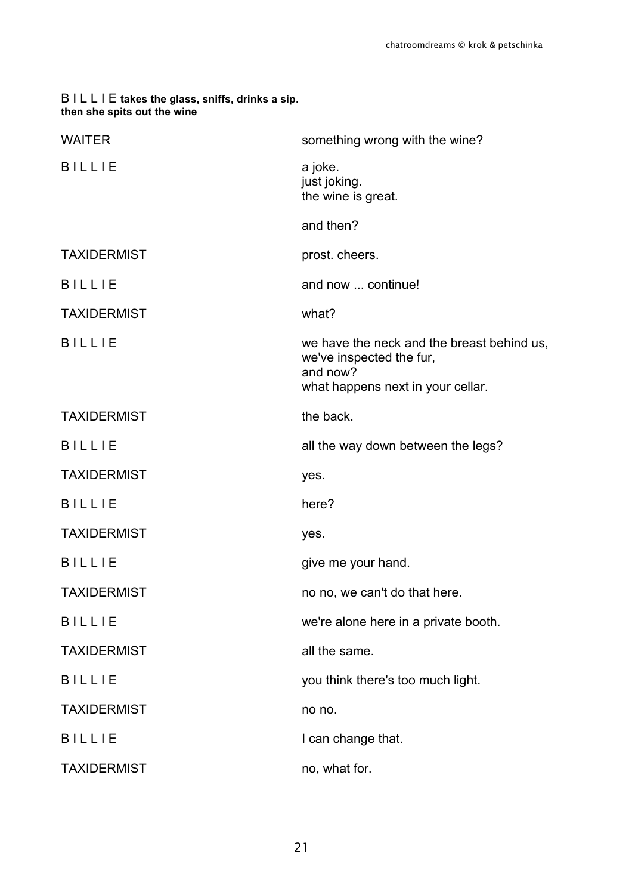B I L L I E **takes the glass, sniffs, drinks a sip.**
**then she spits out the wine**

WAITER — something wrong with the wine?

B I L L I E — a joke.
just joking.
the wine is great.

and then?

TAXIDERMIST — prost. cheers.

B I L L I E — and now ... continue!

TAXIDERMIST — what?

B I L L I E — we have the neck and the breast behind us,
we've inspected the fur,
and now?
what happens next in your cellar.

TAXIDERMIST — the back.

B I L L I E — all the way down between the legs?

TAXIDERMIST — yes.

B I L L I E — here?

TAXIDERMIST — yes.

B I L L I E — give me your hand.

TAXIDERMIST — no no, we can't do that here.

B I L L I E — we're alone here in a private booth.

TAXIDERMIST — all the same.

B I L L I E — you think there's too much light.

TAXIDERMIST — no no.

B I L L I E — I can change that.

TAXIDERMIST — no, what for.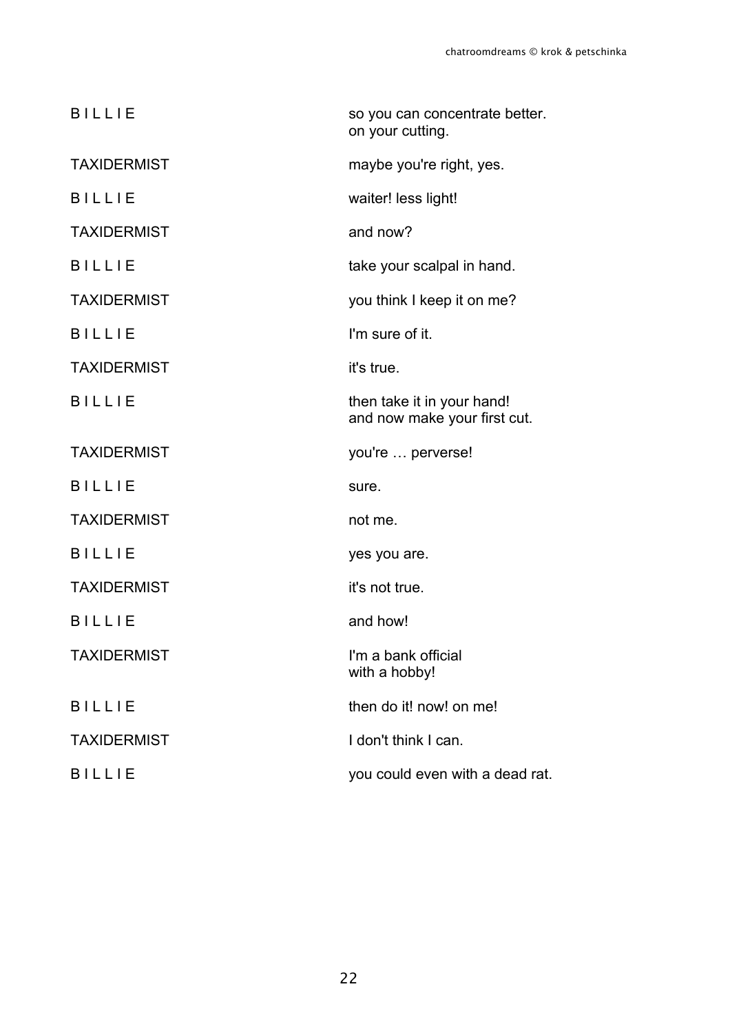| | |
|---|---|
| B I L L I E | so you can concentrate better.<br>on your cutting. |
| TAXIDERMIST | maybe you're right, yes. |
| B I L L I E | waiter! less light! |
| TAXIDERMIST | and now? |
| B I L L I E | take your scalpal in hand. |
| TAXIDERMIST | you think I keep it on me? |
| B I L L I E | I'm sure of it. |
| TAXIDERMIST | it's true. |
| B I L L I E | then take it in your hand!<br>and now make your first cut. |
| TAXIDERMIST | you're … perverse! |
| B I L L I E | sure. |
| TAXIDERMIST | not me. |
| B I L L I E | yes you are. |
| TAXIDERMIST | it's not true. |
| B I L L I E | and how! |
| TAXIDERMIST | I'm a bank official<br>with a hobby! |
| B I L L I E | then do it! now! on me! |
| TAXIDERMIST | I don't think I can. |
| B I L L I E | you could even with a dead rat. |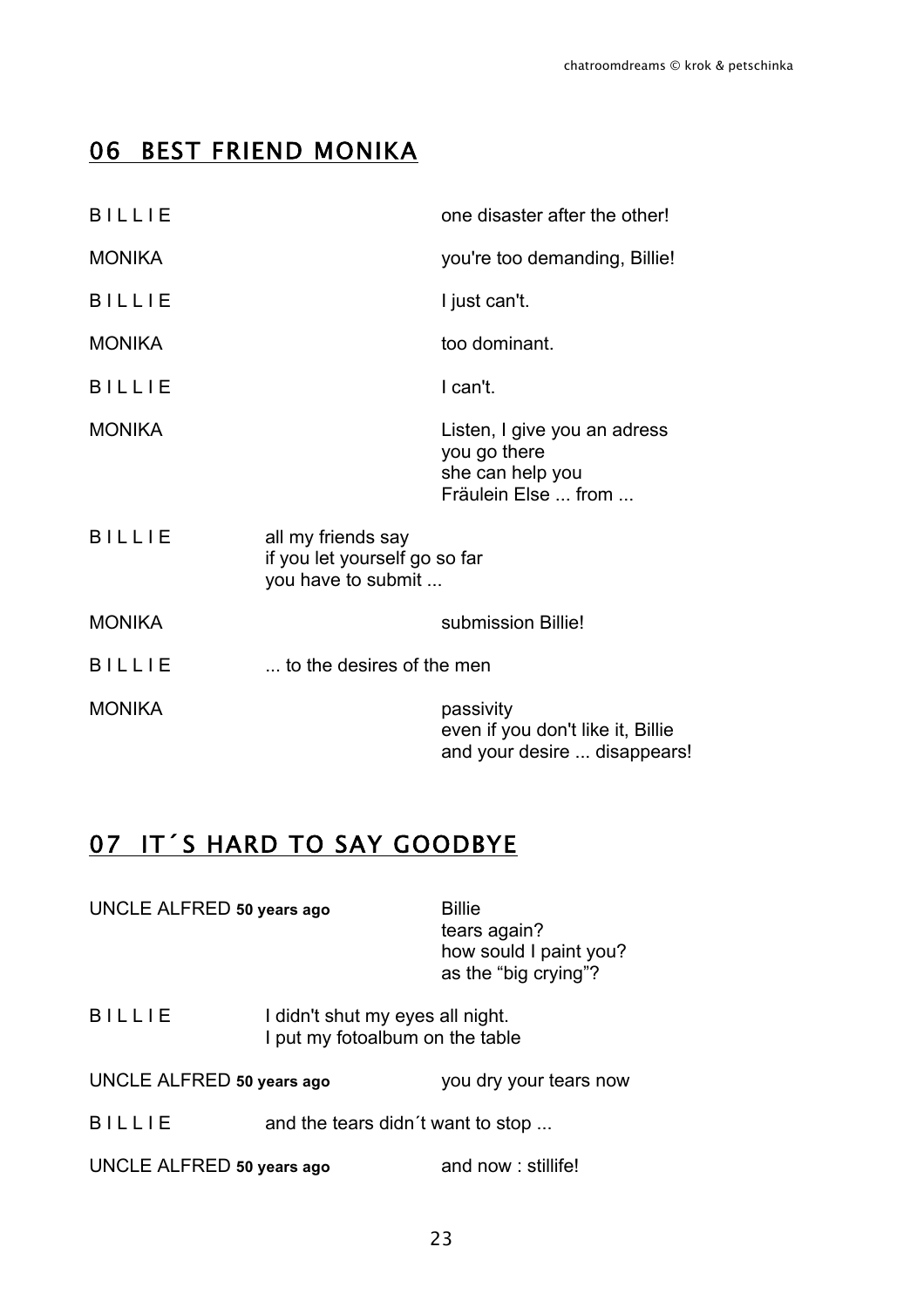## 06 BEST FRIEND MONIKA

B I L L I E — one disaster after the other!

MONIKA — you're too demanding, Billie!

B I L L I E — I just can't.

MONIKA — too dominant.

B I L L I E — I can't.

MONIKA — Listen, I give you an adress
you go there
she can help you
Fräulein Else ... from ...

B I L L I E — all my friends say
if you let yourself go so far
you have to submit ...

MONIKA — submission Billie!

B I L L I E — ... to the desires of the men

MONIKA — passivity
even if you don't like it, Billie
and your desire ... disappears!

## 07 IT´S HARD TO SAY GOODBYE

UNCLE ALFRED **50 years ago** — Billie
tears again?
how sould I paint you?
as the "big crying"?

B I L L I E — I didn't shut my eyes all night.
I put my fotoalbum on the table

UNCLE ALFRED **50 years ago** — you dry your tears now

B I L L I E — and the tears didn´t want to stop ...

UNCLE ALFRED **50 years ago** — and now : stillife!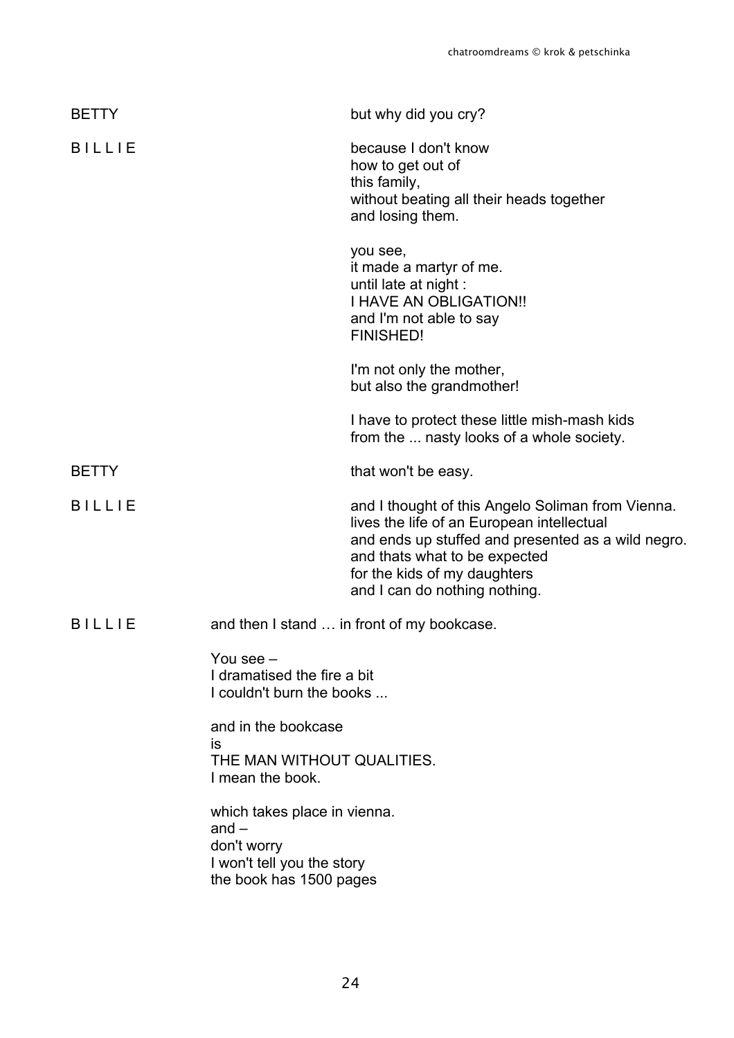BETTY

but why did you cry?

B I L L I E

because I don't know
how to get out of
this family,
without beating all their heads together
and losing them.

you see,
it made a martyr of me.
until late at night :
I HAVE AN OBLIGATION!!
and I'm not able to say
FINISHED!

I'm not only the mother,
but also the grandmother!

I have to protect these little mish-mash kids
from the ... nasty looks of a whole society.

BETTY

that won't be easy.

B I L L I E

and I thought of this Angelo Soliman from Vienna.
lives the life of an European intellectual
and ends up stuffed and presented as a wild negro.
and thats what to be expected
for the kids of my daughters
and I can do nothing nothing.

B I L L I E

and then I stand … in front of my bookcase.

You see –
I dramatised the fire a bit
I couldn't burn the books ...

and in the bookcase
is
THE MAN WITHOUT QUALITIES.
I mean the book.

which takes place in vienna.
and –
don't worry
I won't tell you the story
the book has 1500 pages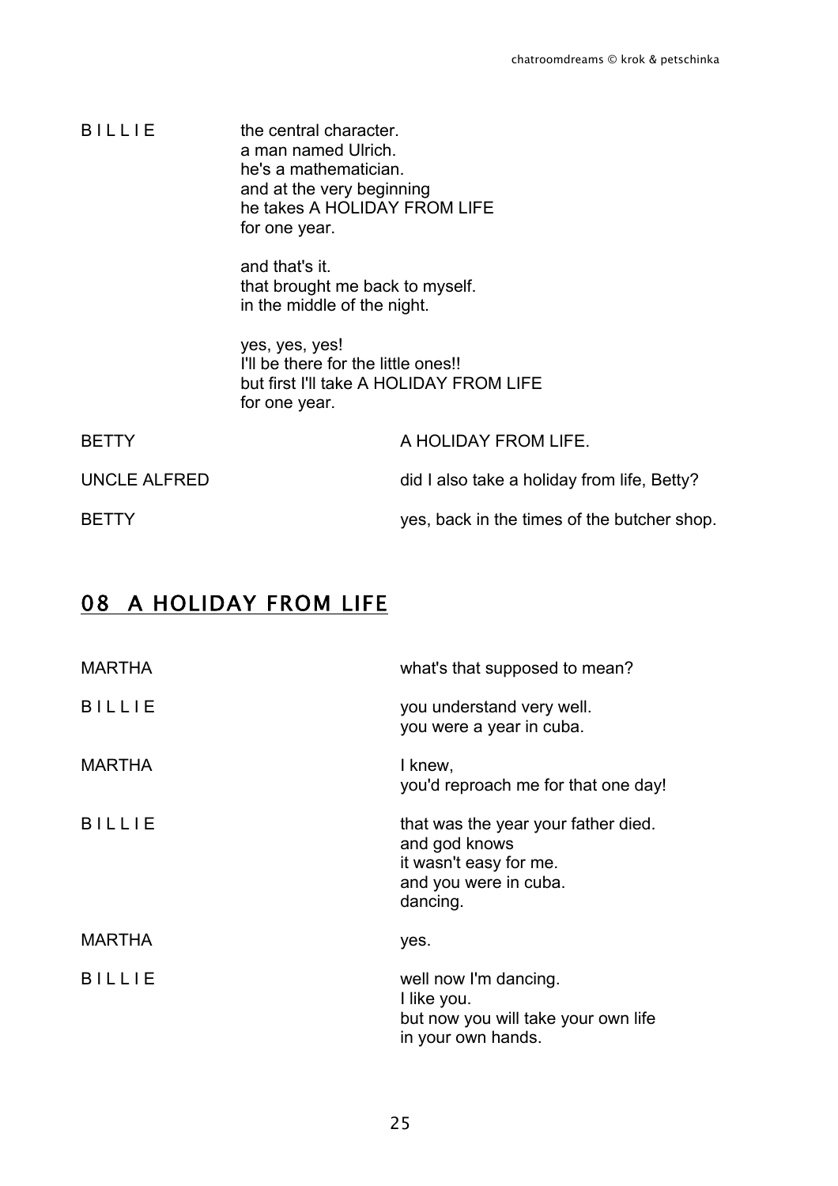B I L L I E

the central character.
a man named Ulrich.
he's a mathematician.
and at the very beginning
he takes A HOLIDAY FROM LIFE
for one year.

and that's it.
that brought me back to myself.
in the middle of the night.

yes, yes, yes!
I'll be there for the little ones!!
but first I'll take A HOLIDAY FROM LIFE
for one year.

BETTY

A HOLIDAY FROM LIFE.

UNCLE ALFRED

did I also take a holiday from life, Betty?

BETTY

yes, back in the times of the butcher shop.

## 08 A HOLIDAY FROM LIFE

MARTHA

what's that supposed to mean?

B I L L I E

you understand very well.
you were a year in cuba.

MARTHA

I knew,
you'd reproach me for that one day!

B I L L I E

that was the year your father died.
and god knows
it wasn't easy for me.
and you were in cuba.
dancing.

MARTHA

yes.

B I L L I E

well now I'm dancing.
I like you.
but now you will take your own life
in your own hands.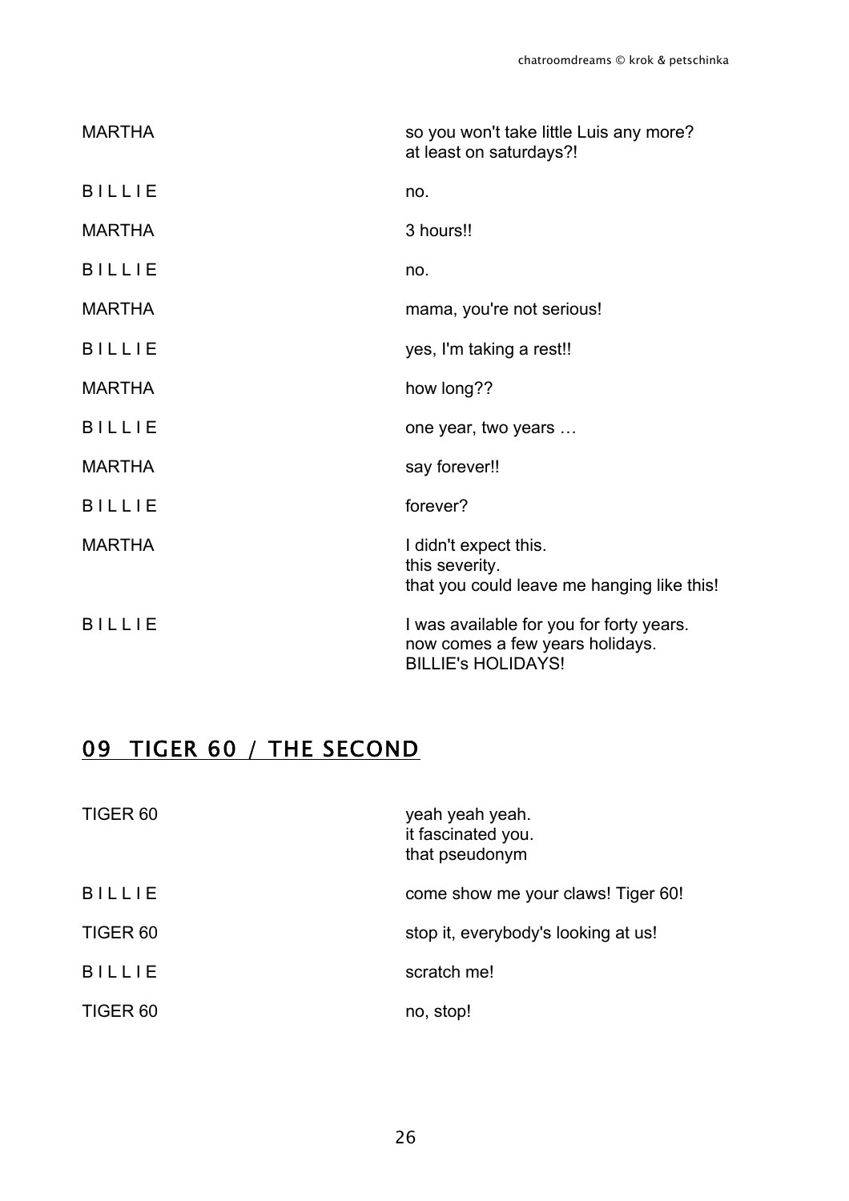| | |
|---|---|
| MARTHA | so you won't take little Luis any more?<br>at least on saturdays?! |
| B I L L I E | no. |
| MARTHA | 3 hours!! |
| B I L L I E | no. |
| MARTHA | mama, you're not serious! |
| B I L L I E | yes, I'm taking a rest!! |
| MARTHA | how long?? |
| B I L L I E | one year, two years … |
| MARTHA | say forever!! |
| B I L L I E | forever? |
| MARTHA | I didn't expect this.<br>this severity.<br>that you could leave me hanging like this! |
| B I L L I E | I was available for you for forty years.<br>now comes a few years holidays.<br>BILLIE's HOLIDAYS! |

## 09 TIGER 60 / THE SECOND

| | |
|---|---|
| TIGER 60 | yeah yeah yeah.<br>it fascinated you.<br>that pseudonym |
| B I L L I E | come show me your claws! Tiger 60! |
| TIGER 60 | stop it, everybody's looking at us! |
| B I L L I E | scratch me! |
| TIGER 60 | no, stop! |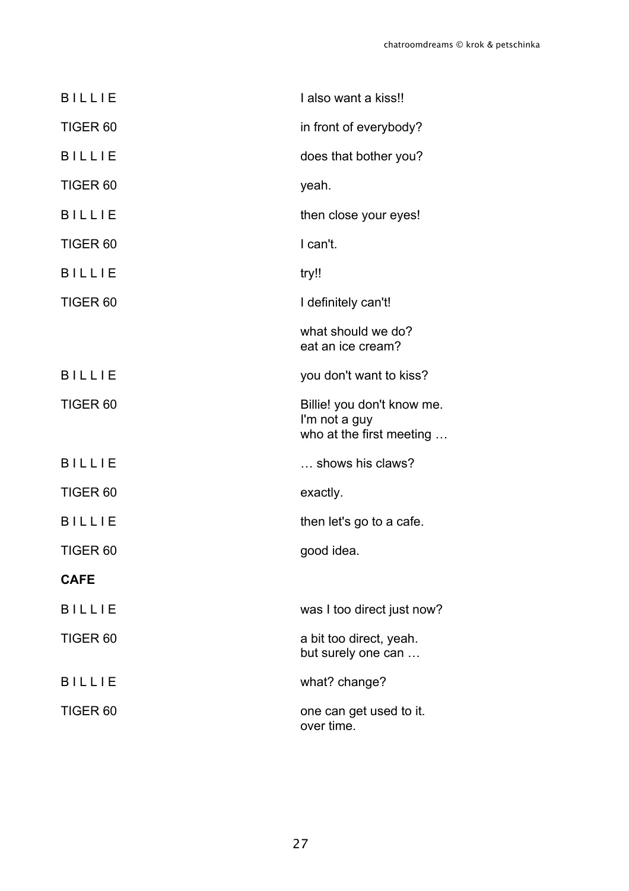B I L L I E — I also want a kiss!!

TIGER 60 — in front of everybody?

B I L L I E — does that bother you?

TIGER 60 — yeah.

B I L L I E — then close your eyes!

TIGER 60 — I can't.

B I L L I E — try!!

TIGER 60 — I definitely can't!

what should we do?
eat an ice cream?

B I L L I E — you don't want to kiss?

TIGER 60 — Billie! you don't know me.
I'm not a guy
who at the first meeting …

B I L L I E — … shows his claws?

TIGER 60 — exactly.

B I L L I E — then let's go to a cafe.

TIGER 60 — good idea.

**CAFE**

B I L L I E — was I too direct just now?

TIGER 60 — a bit too direct, yeah.
but surely one can …

B I L L I E — what? change?

TIGER 60 — one can get used to it.
over time.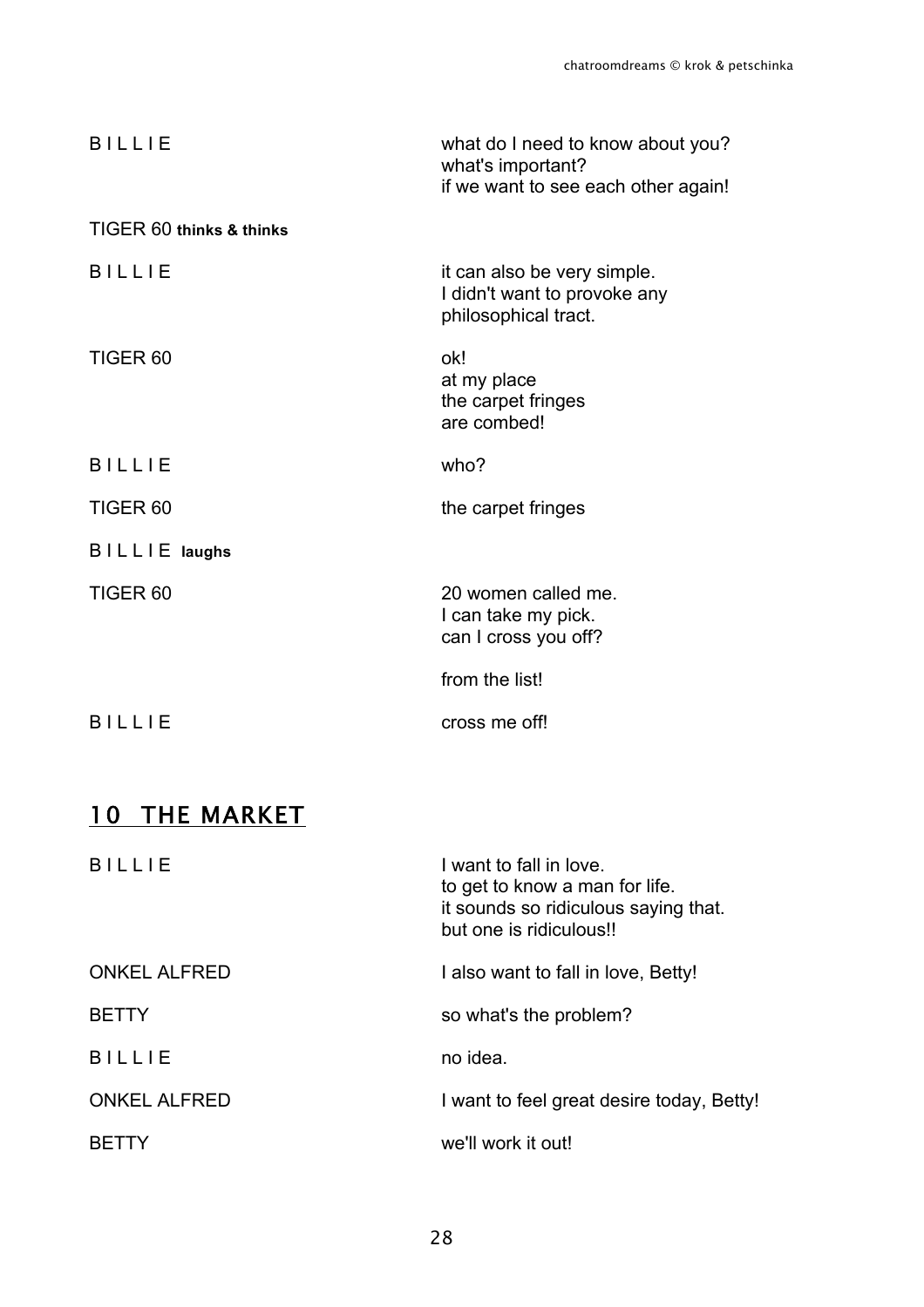B I L L I E — what do I need to know about you?
what's important?
if we want to see each other again!

TIGER 60 **thinks & thinks**

B I L L I E — it can also be very simple.
I didn't want to provoke any
philosophical tract.

TIGER 60 — ok!
at my place
the carpet fringes
are combed!

B I L L I E — who?

TIGER 60 — the carpet fringes

B I L L I E **laughs**

TIGER 60 — 20 women called me.
I can take my pick.
can I cross you off?

from the list!

B I L L I E — cross me off!

## 10 THE MARKET

B I L L I E — I want to fall in love.
to get to know a man for life.
it sounds so ridiculous saying that.
but one is ridiculous!!

ONKEL ALFRED — I also want to fall in love, Betty!

BETTY — so what's the problem?

B I L L I E — no idea.

ONKEL ALFRED — I want to feel great desire today, Betty!

BETTY — we'll work it out!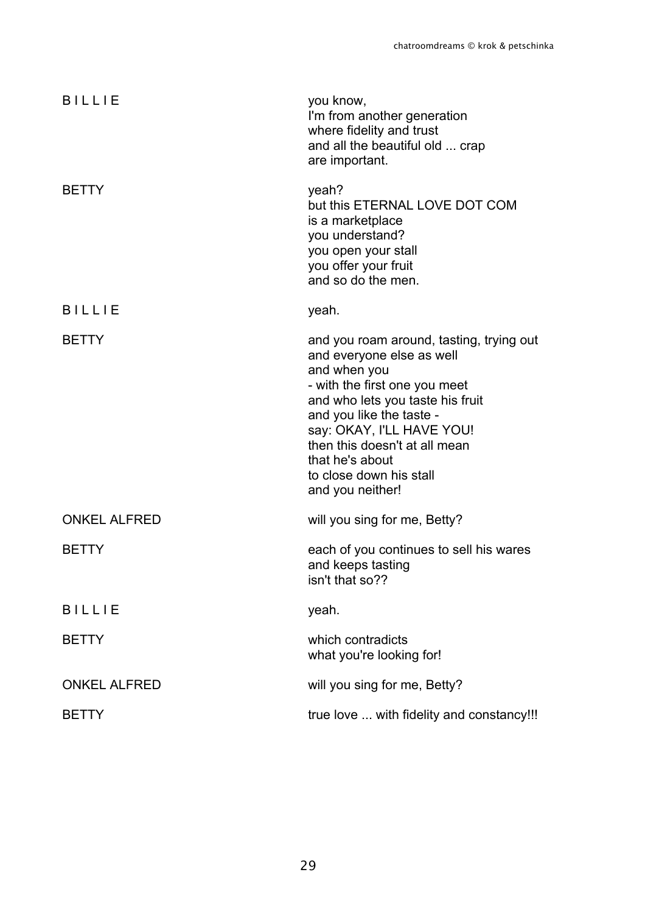B I L L I E

you know,
I'm from another generation
where fidelity and trust
and all the beautiful old ... crap
are important.

BETTY

yeah?
but this ETERNAL LOVE DOT COM
is a marketplace
you understand?
you open your stall
you offer your fruit
and so do the men.

B I L L I E

yeah.

BETTY

and you roam around, tasting, trying out
and everyone else as well
and when you
- with the first one you meet
and who lets you taste his fruit
and you like the taste -
say: OKAY, I'LL HAVE YOU!
then this doesn't at all mean
that he's about
to close down his stall
and you neither!

ONKEL ALFRED

will you sing for me, Betty?

BETTY

each of you continues to sell his wares
and keeps tasting
isn't that so??

B I L L I E

yeah.

BETTY

which contradicts
what you're looking for!

ONKEL ALFRED

will you sing for me, Betty?

BETTY

true love ... with fidelity and constancy!!!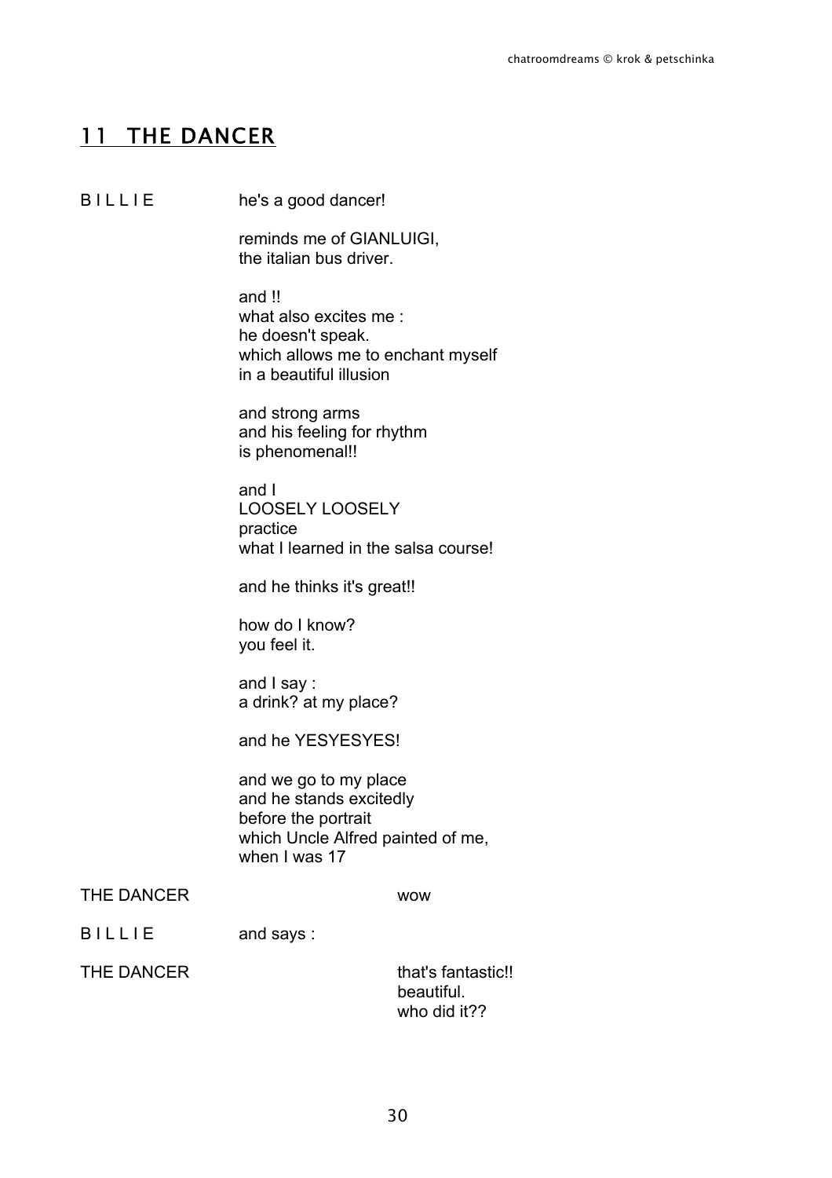## 11 THE DANCER

**B I L L I E**

he's a good dancer!

reminds me of GIANLUIGI,  
the italian bus driver.

and !!  
what also excites me :  
he doesn't speak.  
which allows me to enchant myself  
in a beautiful illusion

and strong arms  
and his feeling for rhythm  
is phenomenal!!

and I  
LOOSELY LOOSELY  
practice  
what I learned in the salsa course!

and he thinks it's great!!

how do I know?  
you feel it.

and I say :  
a drink? at my place?

and he YESYESYES!

and we go to my place  
and he stands excitedly  
before the portrait  
which Uncle Alfred painted of me,  
when I was 17

**THE DANCER**

wow

**B I L L I E**

and says :

**THE DANCER**

that's fantastic!!  
beautiful.  
who did it??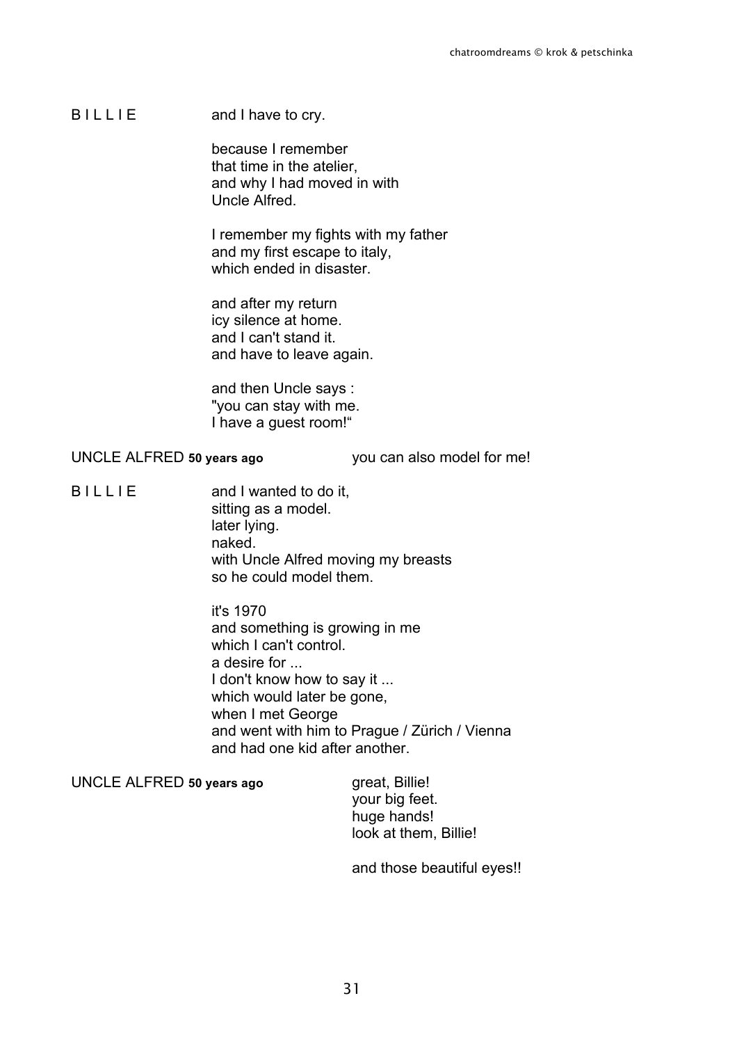B I L L I E and I have to cry.

because I remember  
that time in the atelier,  
and why I had moved in with  
Uncle Alfred.

I remember my fights with my father  
and my first escape to italy,  
which ended in disaster.

and after my return  
icy silence at home.  
and I can't stand it.  
and have to leave again.

and then Uncle says :  
"you can stay with me.  
I have a guest room!"

UNCLE ALFRED **50 years ago** you can also model for me!

B I L L I E and I wanted to do it,  
sitting as a model.  
later lying.  
naked.  
with Uncle Alfred moving my breasts  
so he could model them.

it's 1970  
and something is growing in me  
which I can't control.  
a desire for ...  
I don't know how to say it ...  
which would later be gone,  
when I met George  
and went with him to Prague / Zürich / Vienna  
and had one kid after another.

UNCLE ALFRED **50 years ago** great, Billie!  
your big feet.  
huge hands!  
look at them, Billie!

and those beautiful eyes!!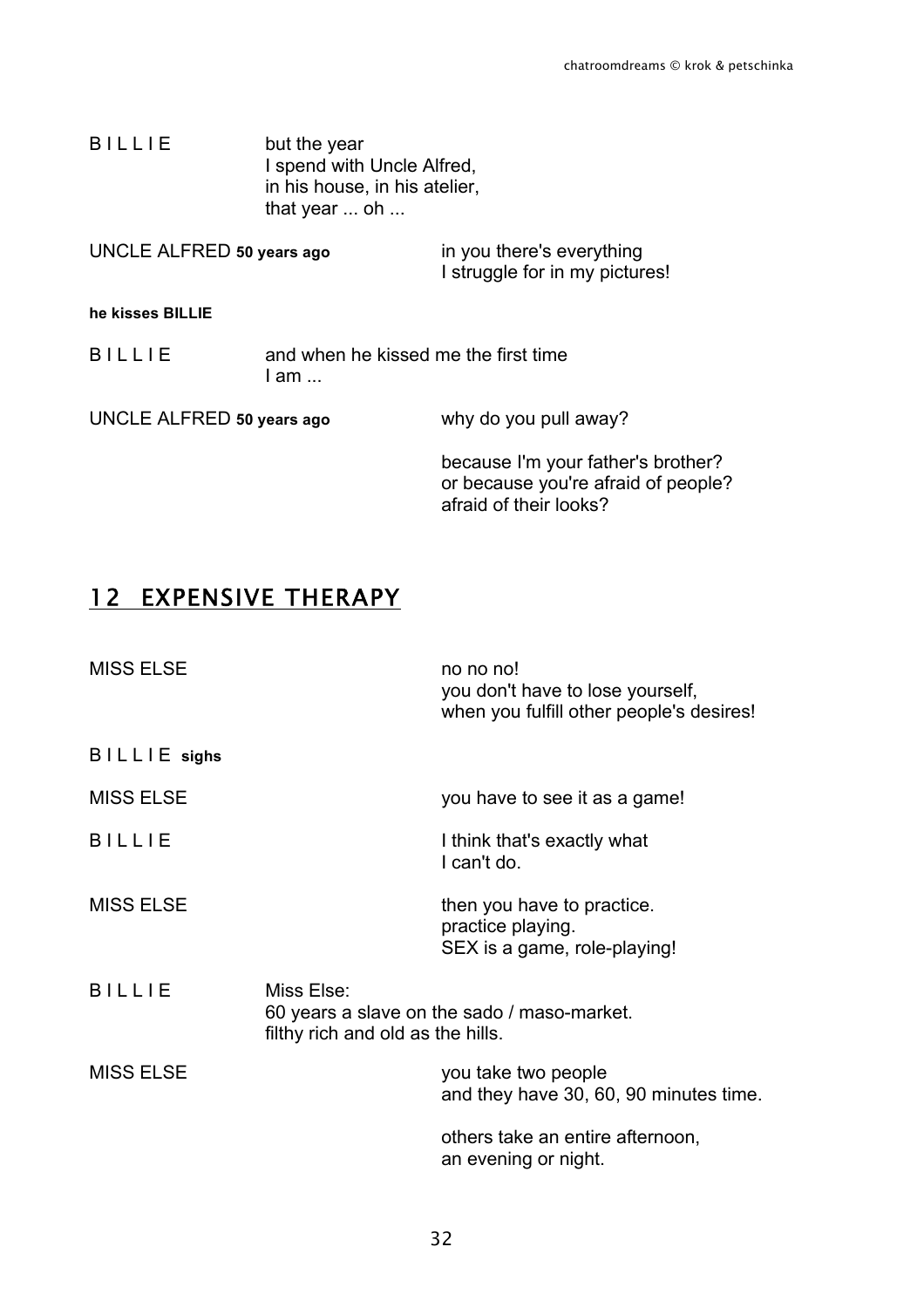B I L L I E	but the year
I spend with Uncle Alfred,
in his house, in his atelier,
that year ... oh ...

UNCLE ALFRED **50 years ago**	in you there's everything
I struggle for in my pictures!

**he kisses BILLIE**

B I L L I E	and when he kissed me the first time
I am ...

UNCLE ALFRED **50 years ago**	why do you pull away?

because I'm your father's brother?
or because you're afraid of people?
afraid of their looks?

## 12 EXPENSIVE THERAPY

MISS ELSE	no no no!
you don't have to lose yourself,
when you fulfill other people's desires!

B I L L I E **sighs**

MISS ELSE	you have to see it as a game!

B I L L I E	I think that's exactly what
I can't do.

MISS ELSE	then you have to practice.
practice playing.
SEX is a game, role-playing!

B I L L I E	Miss Else:
60 years a slave on the sado / maso-market.
filthy rich and old as the hills.

MISS ELSE	you take two people
and they have 30, 60, 90 minutes time.

others take an entire afternoon,
an evening or night.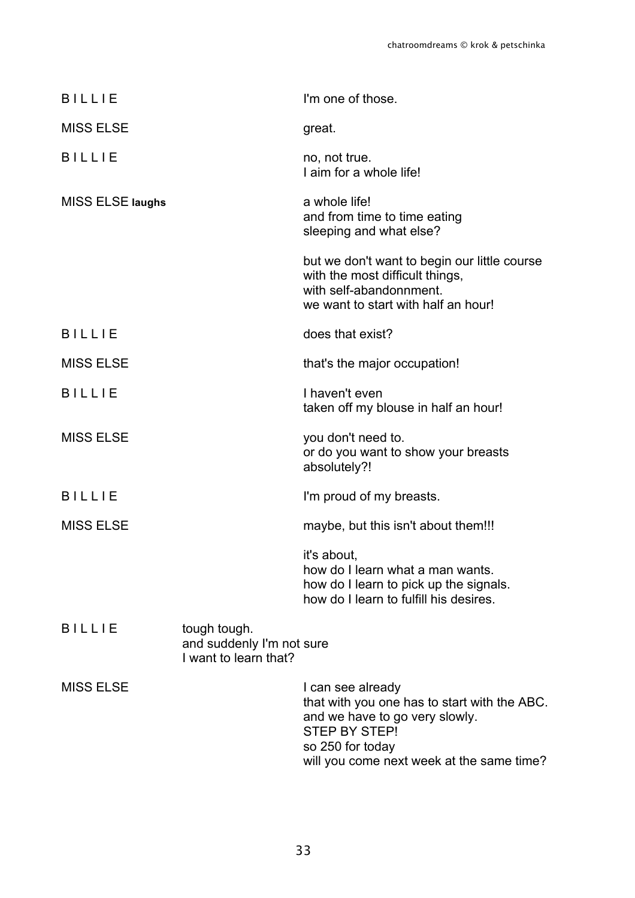B I L L I E — I'm one of those.

MISS ELSE — great.

B I L L I E — no, not true.
I aim for a whole life!

MISS ELSE **laughs** — a whole life!
and from time to time eating
sleeping and what else?

but we don't want to begin our little course
with the most difficult things,
with self-abandonnment.
we want to start with half an hour!

B I L L I E — does that exist?

MISS ELSE — that's the major occupation!

B I L L I E — I haven't even
taken off my blouse in half an hour!

MISS ELSE — you don't need to.
or do you want to show your breasts
absolutely?!

B I L L I E — I'm proud of my breasts.

MISS ELSE — maybe, but this isn't about them!!!

it's about,
how do I learn what a man wants.
how do I learn to pick up the signals.
how do I learn to fulfill his desires.

B I L L I E — tough tough.
and suddenly I'm not sure
I want to learn that?

MISS ELSE — I can see already
that with you one has to start with the ABC.
and we have to go very slowly.
STEP BY STEP!
so 250 for today
will you come next week at the same time?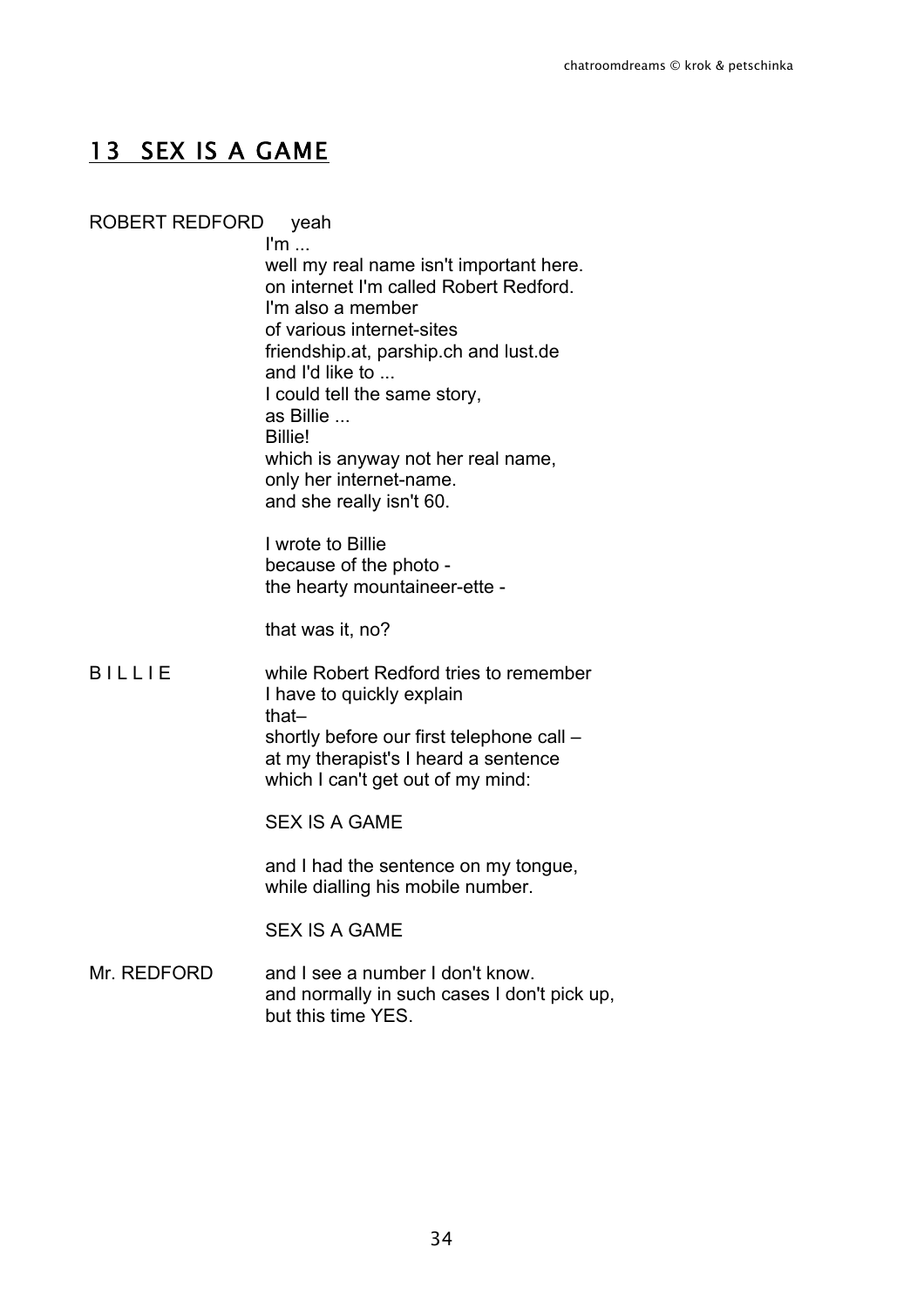## 13 SEX IS A GAME

ROBERT REDFORD yeah
I'm ...
well my real name isn't important here.
on internet I'm called Robert Redford.
I'm also a member
of various internet-sites
friendship.at, parship.ch and lust.de
and I'd like to ...
I could tell the same story,
as Billie ...
Billie!
which is anyway not her real name,
only her internet-name.
and she really isn't 60.

I wrote to Billie
because of the photo -
the hearty mountaineer-ette -

that was it, no?

B I L L I E while Robert Redford tries to remember
I have to quickly explain
that–
shortly before our first telephone call –
at my therapist's I heard a sentence
which I can't get out of my mind:

SEX IS A GAME

and I had the sentence on my tongue,
while dialling his mobile number.

SEX IS A GAME

Mr. REDFORD and I see a number I don't know.
and normally in such cases I don't pick up,
but this time YES.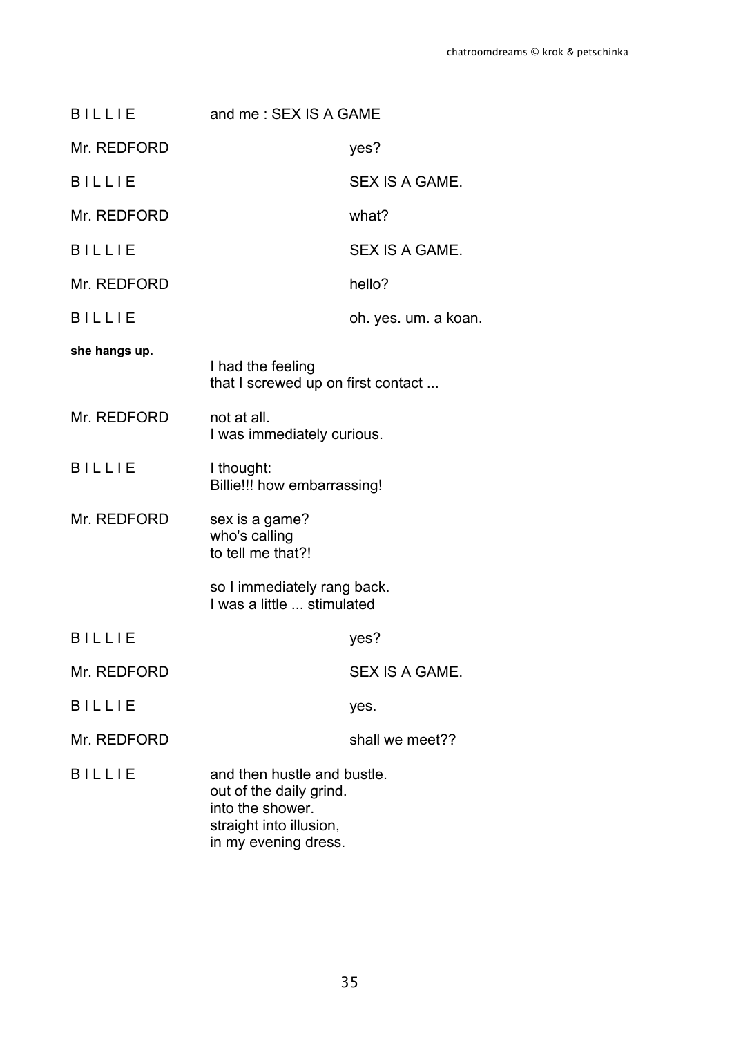B I L L I E — and me : SEX IS A GAME

Mr. REDFORD — yes?

B I L L I E — SEX IS A GAME.

Mr. REDFORD — what?

B I L L I E — SEX IS A GAME.

Mr. REDFORD — hello?

B I L L I E — oh. yes. um. a koan.

**she hangs up.**

I had the feeling
that I screwed up on first contact ...

Mr. REDFORD — not at all.
I was immediately curious.

B I L L I E — I thought:
Billie!!! how embarrassing!

Mr. REDFORD — sex is a game?
who's calling
to tell me that?!

so I immediately rang back.
I was a little ... stimulated

B I L L I E — yes?

Mr. REDFORD — SEX IS A GAME.

B I L L I E — yes.

Mr. REDFORD — shall we meet??

B I L L I E — and then hustle and bustle.
out of the daily grind.
into the shower.
straight into illusion,
in my evening dress.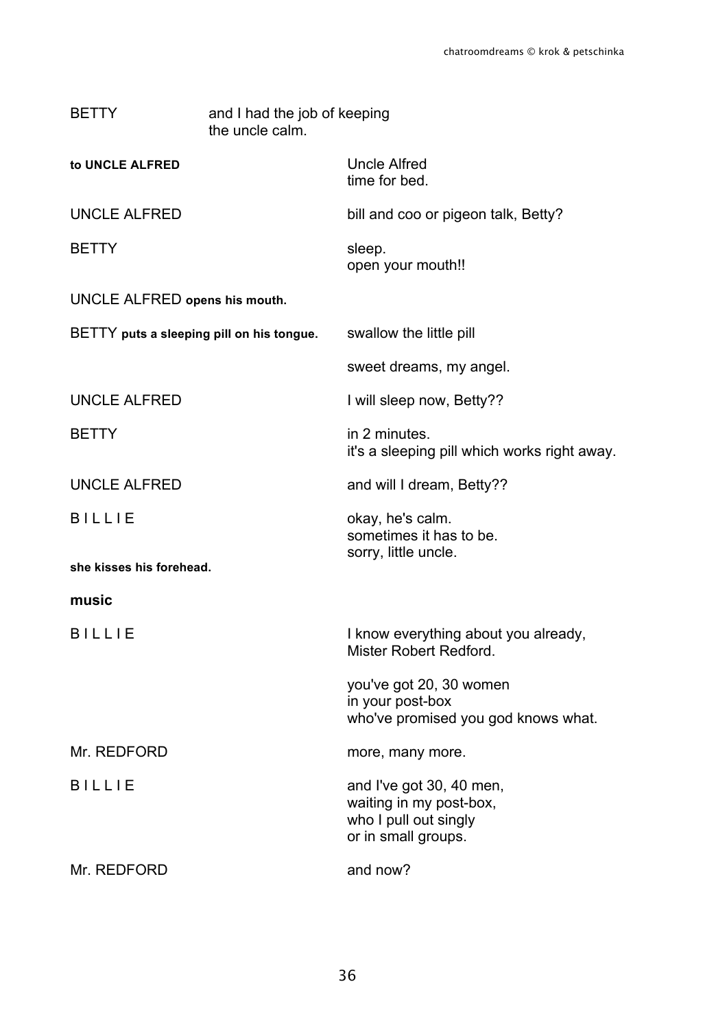BETTY and I had the job of keeping the uncle calm.

**to UNCLE ALFRED** Uncle Alfred
time for bed.

UNCLE ALFRED bill and coo or pigeon talk, Betty?

BETTY sleep.
open your mouth!!

UNCLE ALFRED **opens his mouth.**

BETTY **puts a sleeping pill on his tongue.** swallow the little pill

sweet dreams, my angel.

UNCLE ALFRED I will sleep now, Betty??

BETTY in 2 minutes.
it's a sleeping pill which works right away.

UNCLE ALFRED and will I dream, Betty??

B I L L I E okay, he's calm.
sometimes it has to be.
sorry, little uncle.

**she kisses his forehead.**

**music**

B I L L I E I know everything about you already,
Mister Robert Redford.

you've got 20, 30 women
in your post-box
who've promised you god knows what.

Mr. REDFORD more, many more.

B I L L I E and I've got 30, 40 men,
waiting in my post-box,
who I pull out singly
or in small groups.

Mr. REDFORD and now?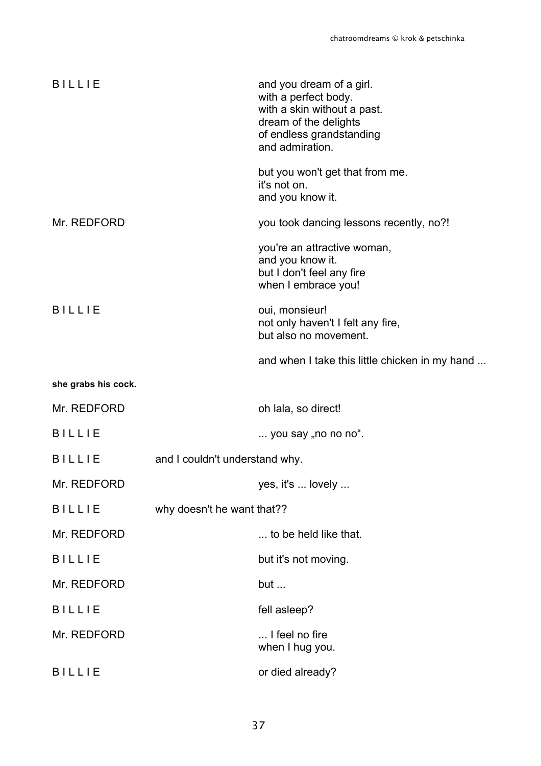B I L L I E

and you dream of a girl.
with a perfect body.
with a skin without a past.
dream of the delights
of endless grandstanding
and admiration.

but you won't get that from me.
it's not on.
and you know it.

Mr. REDFORD

you took dancing lessons recently, no?!

you're an attractive woman,
and you know it.
but I don't feel any fire
when I embrace you!

B I L L I E

oui, monsieur!
not only haven't I felt any fire,
but also no movement.

and when I take this little chicken in my hand ...

**she grabs his cock.**

Mr. REDFORD

oh lala, so direct!

B I L L I E

... you say „no no no“.

B I L L I E

and I couldn't understand why.

Mr. REDFORD

yes, it's ... lovely ...

B I L L I E

why doesn't he want that??

Mr. REDFORD

... to be held like that.

B I L L I E

but it's not moving.

Mr. REDFORD

but ...

B I L L I E

fell asleep?

Mr. REDFORD

... I feel no fire
when I hug you.

B I L L I E

or died already?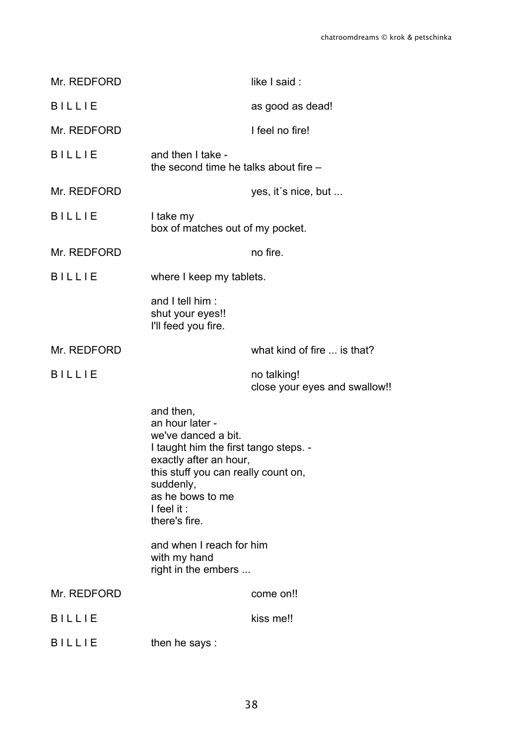Mr. REDFORD — like I said :

B I L L I E — as good as dead!

Mr. REDFORD — I feel no fire!

B I L L I E — and then I take -
the second time he talks about fire –

Mr. REDFORD — yes, it´s nice, but ...

B I L L I E — I take my
box of matches out of my pocket.

Mr. REDFORD — no fire.

B I L L I E — where I keep my tablets.

and I tell him :
shut your eyes!!
I'll feed you fire.

Mr. REDFORD — what kind of fire ... is that?

B I L L I E — no talking!
close your eyes and swallow!!

and then,
an hour later -
we've danced a bit.
I taught him the first tango steps. -
exactly after an hour,
this stuff you can really count on,
suddenly,
as he bows to me
I feel it :
there's fire.

and when I reach for him
with my hand
right in the embers ...

Mr. REDFORD — come on!!

B I L L I E — kiss me!!

B I L L I E — then he says :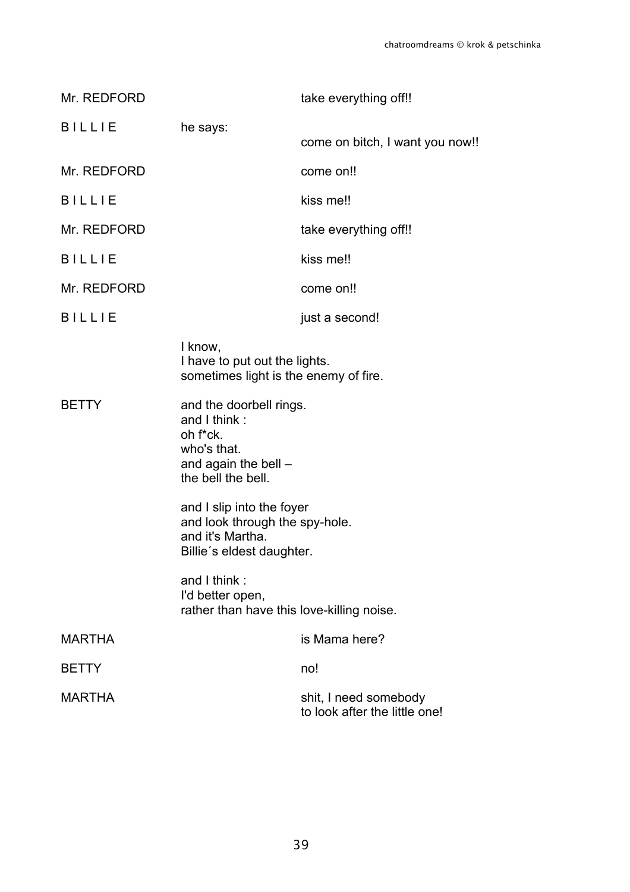Mr. REDFORD take everything off!!

B I L L I E he says:
come on bitch, I want you now!!

Mr. REDFORD come on!!

B I L L I E kiss me!!

Mr. REDFORD take everything off!!

B I L L I E kiss me!!

Mr. REDFORD come on!!

B I L L I E just a second!

I know,
I have to put out the lights.
sometimes light is the enemy of fire.

BETTY and the doorbell rings.
and I think :
oh f*ck.
who's that.
and again the bell –
the bell the bell.

and I slip into the foyer
and look through the spy-hole.
and it's Martha.
Billie´s eldest daughter.

and I think :
I'd better open,
rather than have this love-killing noise.

MARTHA is Mama here?

BETTY no!

MARTHA shit, I need somebody
to look after the little one!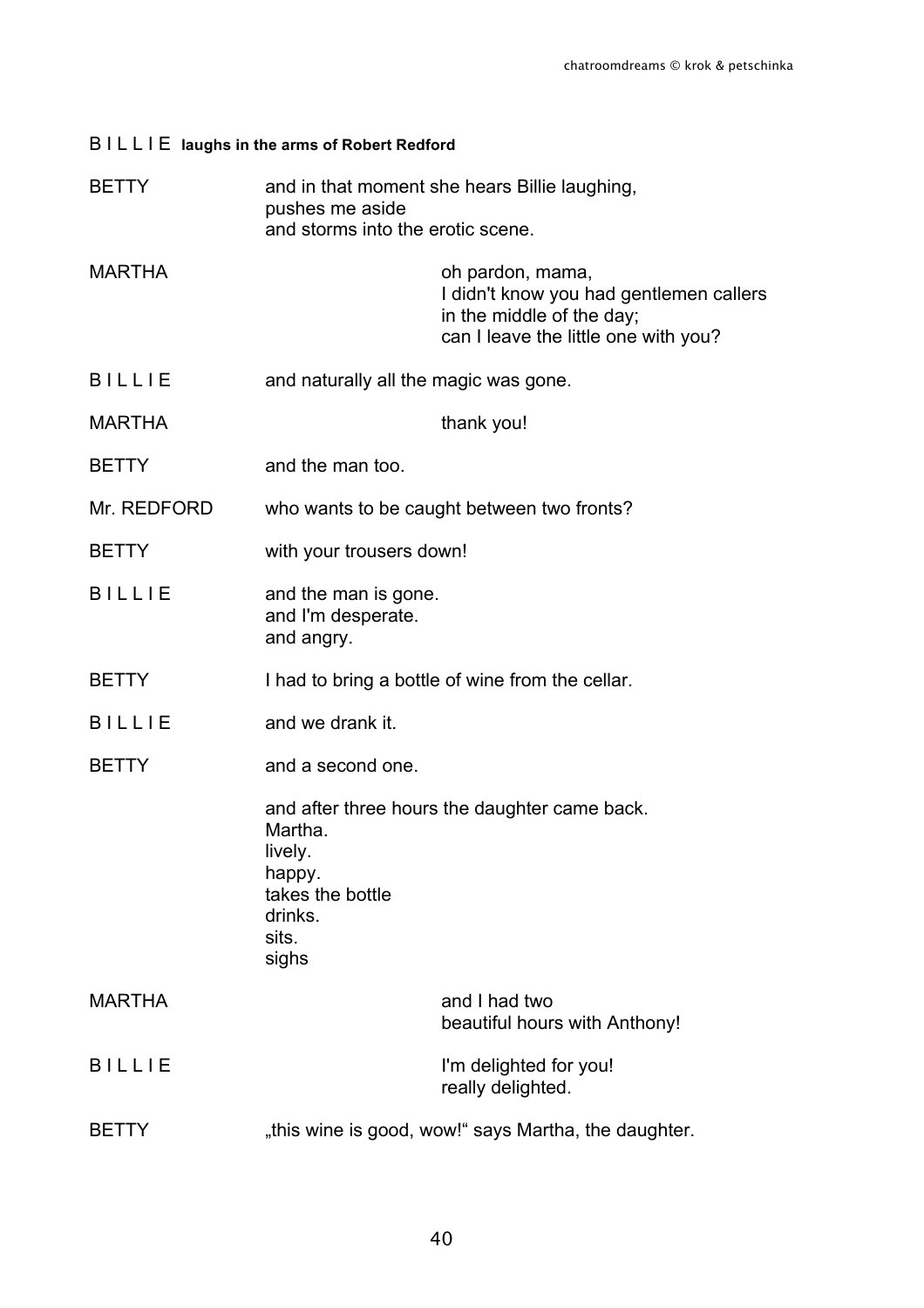B I L L I E **laughs in the arms of Robert Redford**

BETTY — and in that moment she hears Billie laughing,
pushes me aside
and storms into the erotic scene.

MARTHA — oh pardon, mama,
I didn't know you had gentlemen callers
in the middle of the day;
can I leave the little one with you?

B I L L I E — and naturally all the magic was gone.

MARTHA — thank you!

BETTY — and the man too.

Mr. REDFORD — who wants to be caught between two fronts?

BETTY — with your trousers down!

B I L L I E — and the man is gone.
and I'm desperate.
and angry.

BETTY — I had to bring a bottle of wine from the cellar.

B I L L I E — and we drank it.

BETTY — and a second one.

and after three hours the daughter came back.
Martha.
lively.
happy.
takes the bottle
drinks.
sits.
sighs

MARTHA — and I had two
beautiful hours with Anthony!

B I L L I E — I'm delighted for you!
really delighted.

BETTY — „this wine is good, wow!" says Martha, the daughter.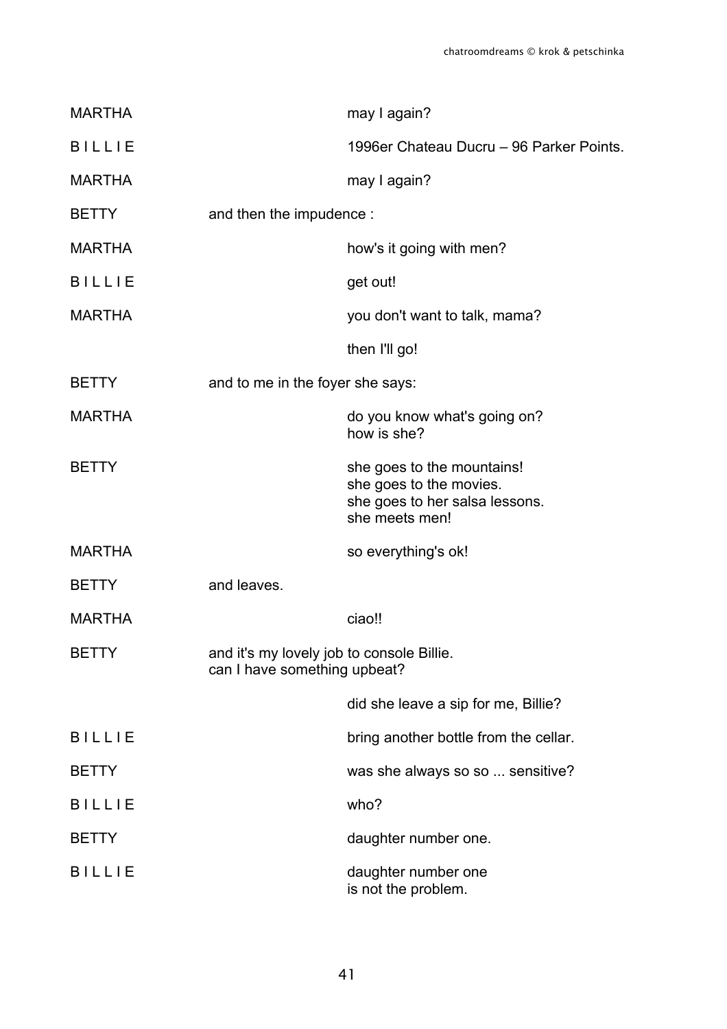MARTHA may I again?

B I L L I E 1996er Chateau Ducru – 96 Parker Points.

MARTHA may I again?

BETTY and then the impudence :

MARTHA how's it going with men?

B I L L I E get out!

MARTHA you don't want to talk, mama?

then I'll go!

BETTY and to me in the foyer she says:

MARTHA do you know what's going on?
how is she?

BETTY she goes to the mountains!
she goes to the movies.
she goes to her salsa lessons.
she meets men!

MARTHA so everything's ok!

BETTY and leaves.

MARTHA ciao!!

BETTY and it's my lovely job to console Billie.
can I have something upbeat?

did she leave a sip for me, Billie?

B I L L I E bring another bottle from the cellar.

BETTY was she always so so ... sensitive?

B I L L I E who?

BETTY daughter number one.

B I L L I E daughter number one
is not the problem.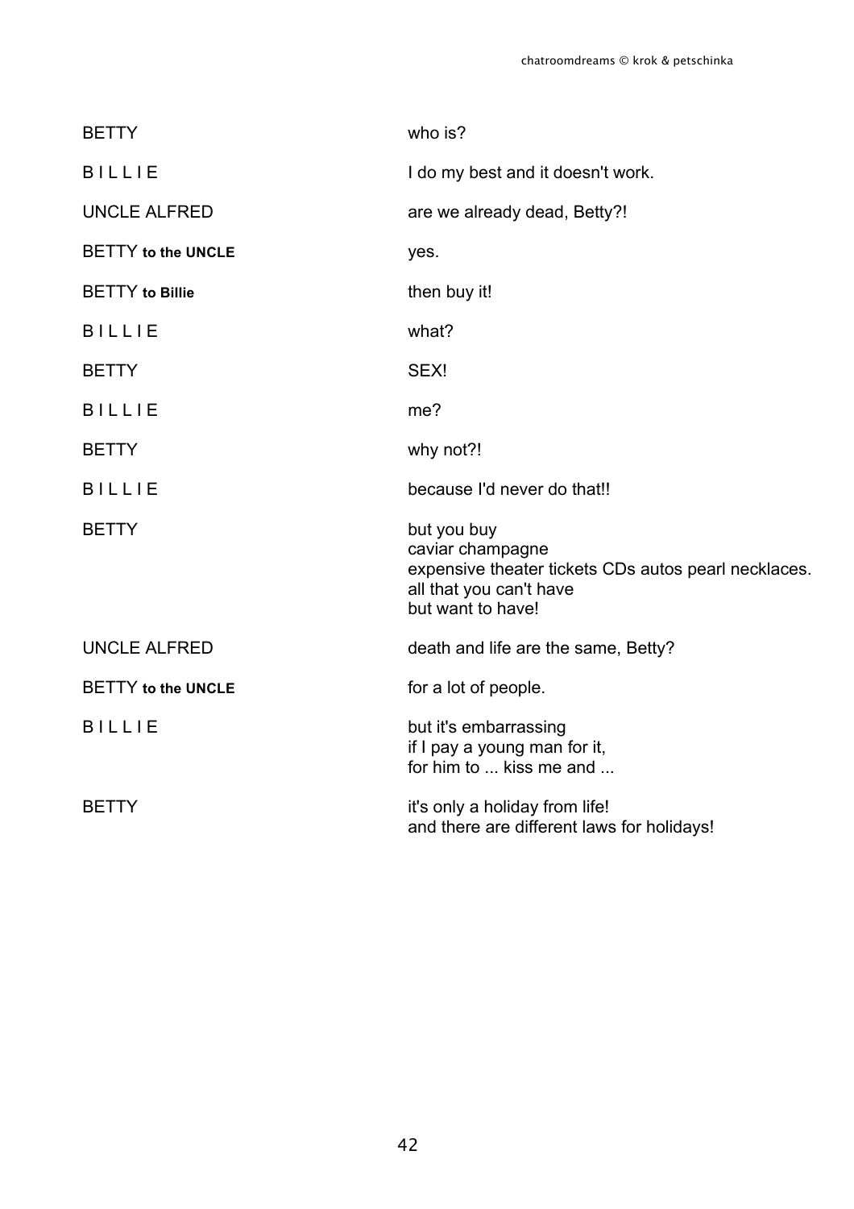| | |
|---|---|
| BETTY | who is? |
| B I L L I E | I do my best and it doesn't work. |
| UNCLE ALFRED | are we already dead, Betty?! |
| BETTY **to the UNCLE** | yes. |
| BETTY **to Billie** | then buy it! |
| B I L L I E | what? |
| BETTY | SEX! |
| B I L L I E | me? |
| BETTY | why not?! |
| B I L L I E | because I'd never do that!! |
| BETTY | but you buy<br>caviar champagne<br>expensive theater tickets CDs autos pearl necklaces.<br>all that you can't have<br>but want to have! |
| UNCLE ALFRED | death and life are the same, Betty? |
| BETTY **to the UNCLE** | for a lot of people. |
| B I L L I E | but it's embarrassing<br>if I pay a young man for it,<br>for him to ... kiss me and ... |
| BETTY | it's only a holiday from life!<br>and there are different laws for holidays! |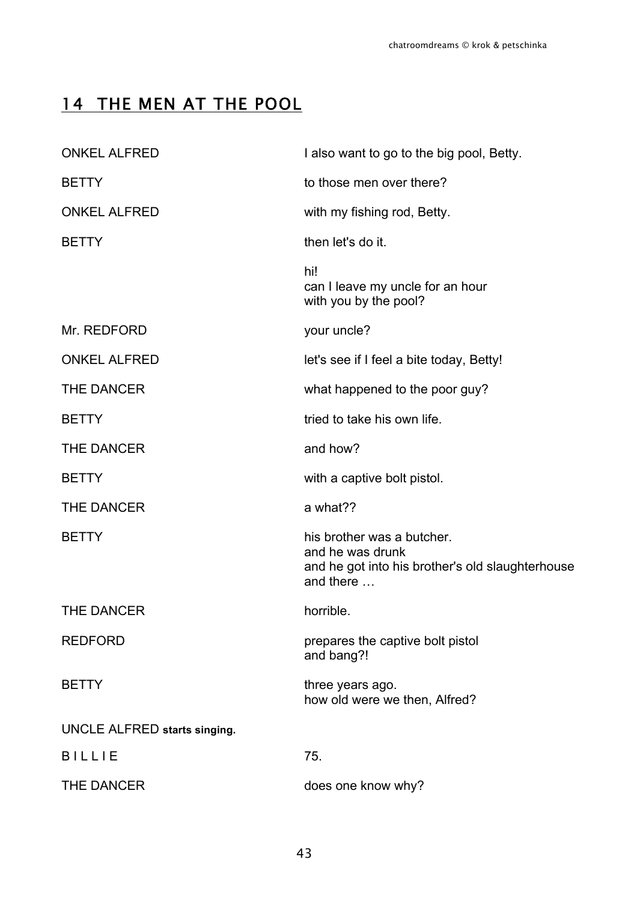## 14 THE MEN AT THE POOL

| | |
|---|---|
| ONKEL ALFRED | I also want to go to the big pool, Betty. |
| BETTY | to those men over there? |
| ONKEL ALFRED | with my fishing rod, Betty. |
| BETTY | then let's do it. |
| | hi!<br>can I leave my uncle for an hour<br>with you by the pool? |
| Mr. REDFORD | your uncle? |
| ONKEL ALFRED | let's see if I feel a bite today, Betty! |
| THE DANCER | what happened to the poor guy? |
| BETTY | tried to take his own life. |
| THE DANCER | and how? |
| BETTY | with a captive bolt pistol. |
| THE DANCER | a what?? |
| BETTY | his brother was a butcher.<br>and he was drunk<br>and he got into his brother's old slaughterhouse<br>and there … |
| THE DANCER | horrible. |
| REDFORD | prepares the captive bolt pistol<br>and bang?! |
| BETTY | three years ago.<br>how old were we then, Alfred? |

UNCLE ALFRED **starts singing.**

| | |
|---|---|
| B I L L I E | 75. |
| THE DANCER | does one know why? |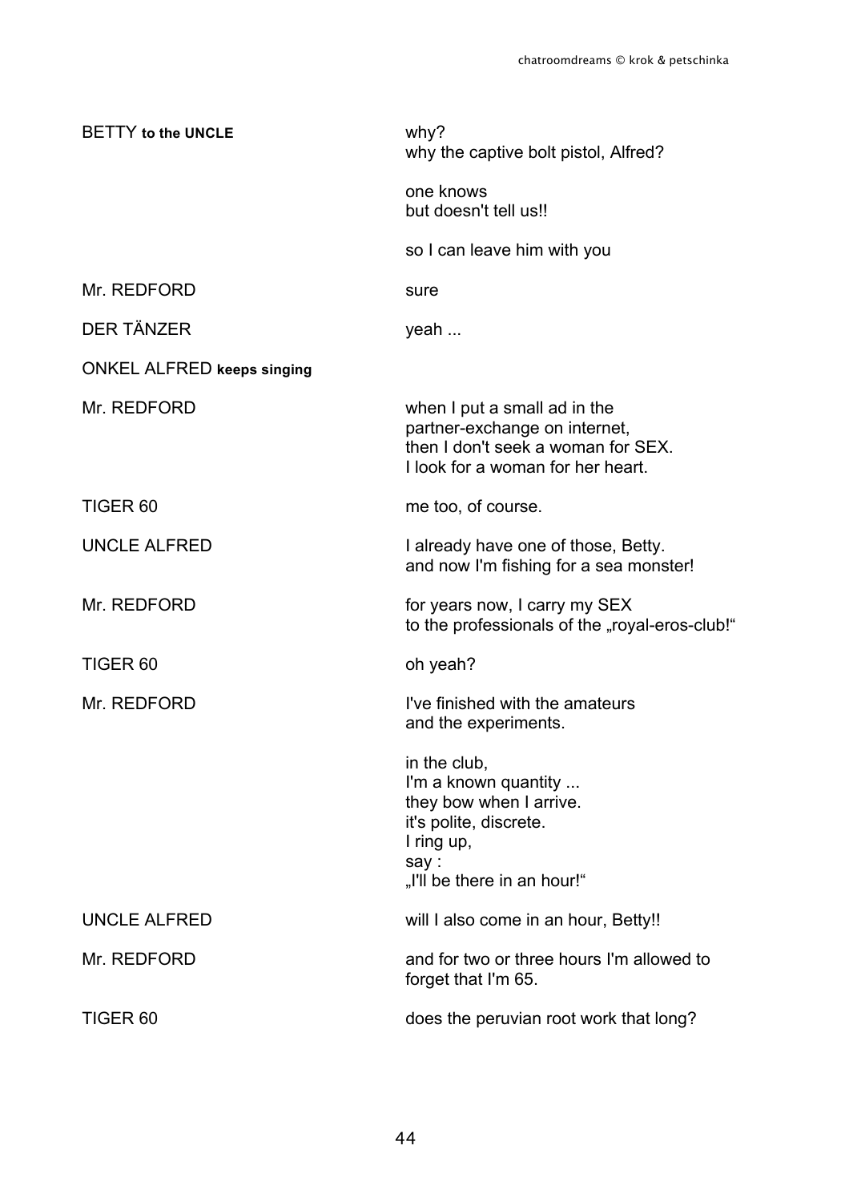BETTY **to the UNCLE** — why?
why the captive bolt pistol, Alfred?

one knows
but doesn't tell us!!

so I can leave him with you

Mr. REDFORD — sure

DER TÄNZER — yeah ...

ONKEL ALFRED **keeps singing**

Mr. REDFORD — when I put a small ad in the
partner-exchange on internet,
then I don't seek a woman for SEX.
I look for a woman for her heart.

TIGER 60 — me too, of course.

UNCLE ALFRED — I already have one of those, Betty.
and now I'm fishing for a sea monster!

Mr. REDFORD — for years now, I carry my SEX
to the professionals of the „royal-eros-club!“

TIGER 60 — oh yeah?

Mr. REDFORD — I've finished with the amateurs
and the experiments.

in the club,
I'm a known quantity ...
they bow when I arrive.
it's polite, discrete.
I ring up,
say :
„I'll be there in an hour!“

UNCLE ALFRED — will I also come in an hour, Betty!!

Mr. REDFORD — and for two or three hours I'm allowed to
forget that I'm 65.

TIGER 60 — does the peruvian root work that long?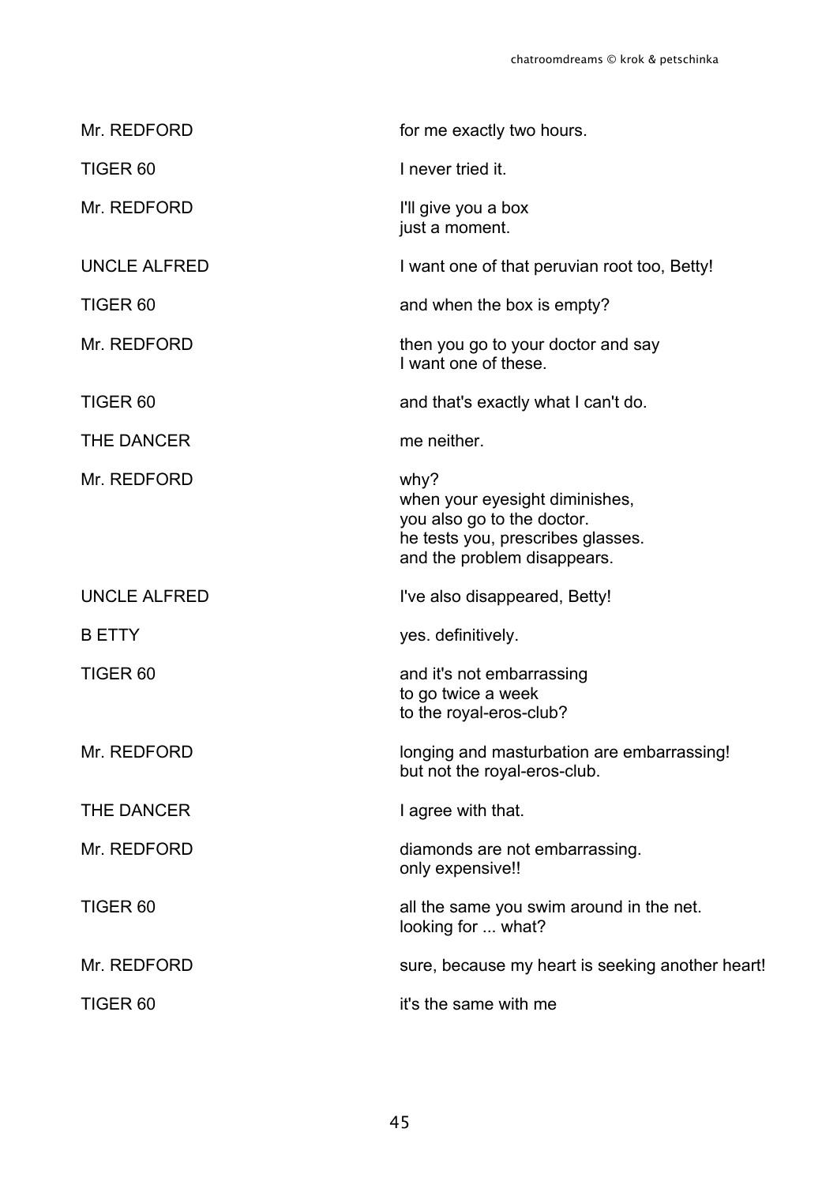| | |
|---|---|
| Mr. REDFORD | for me exactly two hours. |
| TIGER 60 | I never tried it. |
| Mr. REDFORD | I'll give you a box<br>just a moment. |
| UNCLE ALFRED | I want one of that peruvian root too, Betty! |
| TIGER 60 | and when the box is empty? |
| Mr. REDFORD | then you go to your doctor and say<br>I want one of these. |
| TIGER 60 | and that's exactly what I can't do. |
| THE DANCER | me neither. |
| Mr. REDFORD | why?<br>when your eyesight diminishes,<br>you also go to the doctor.<br>he tests you, prescribes glasses.<br>and the problem disappears. |
| UNCLE ALFRED | I've also disappeared, Betty! |
| B ETTY | yes. definitively. |
| TIGER 60 | and it's not embarrassing<br>to go twice a week<br>to the royal-eros-club? |
| Mr. REDFORD | longing and masturbation are embarrassing!<br>but not the royal-eros-club. |
| THE DANCER | I agree with that. |
| Mr. REDFORD | diamonds are not embarrassing.<br>only expensive!! |
| TIGER 60 | all the same you swim around in the net.<br>looking for ... what? |
| Mr. REDFORD | sure, because my heart is seeking another heart! |
| TIGER 60 | it's the same with me |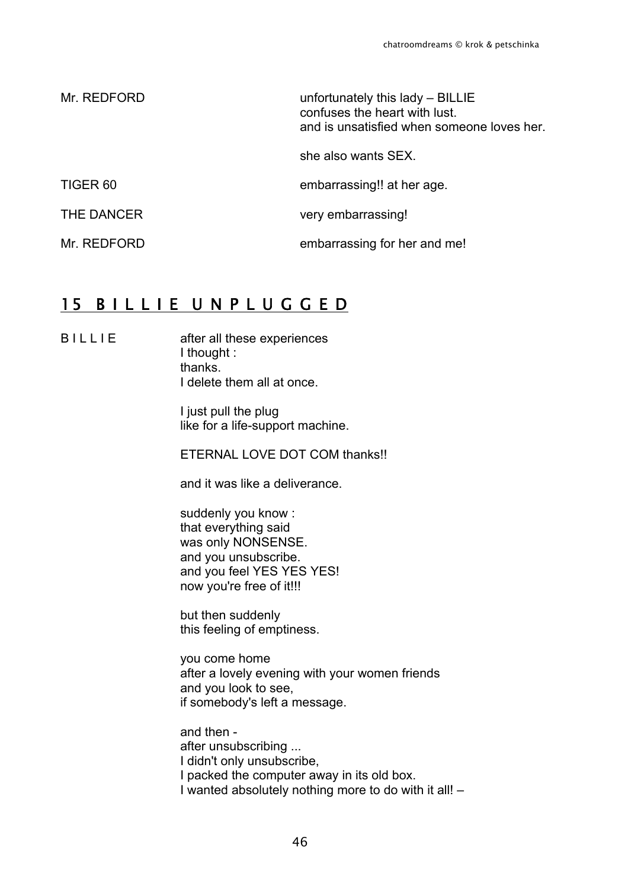| | |
|---|---|
| Mr. REDFORD | unfortunately this lady – BILLIE<br>confuses the heart with lust.<br>and is unsatisfied when someone loves her.<br><br>she also wants SEX. |
| TIGER 60 | embarrassing!! at her age. |
| THE DANCER | very embarrassing! |
| Mr. REDFORD | embarrassing for her and me! |

## 15 B I L L I E U N P L U G G E D

B I L L I E

after all these experiences
I thought :
thanks.
I delete them all at once.

I just pull the plug
like for a life-support machine.

ETERNAL LOVE DOT COM thanks!!

and it was like a deliverance.

suddenly you know :
that everything said
was only NONSENSE.
and you unsubscribe.
and you feel YES YES YES!
now you're free of it!!!

but then suddenly
this feeling of emptiness.

you come home
after a lovely evening with your women friends
and you look to see,
if somebody's left a message.

and then -
after unsubscribing ...
I didn't only unsubscribe,
I packed the computer away in its old box.
I wanted absolutely nothing more to do with it all! –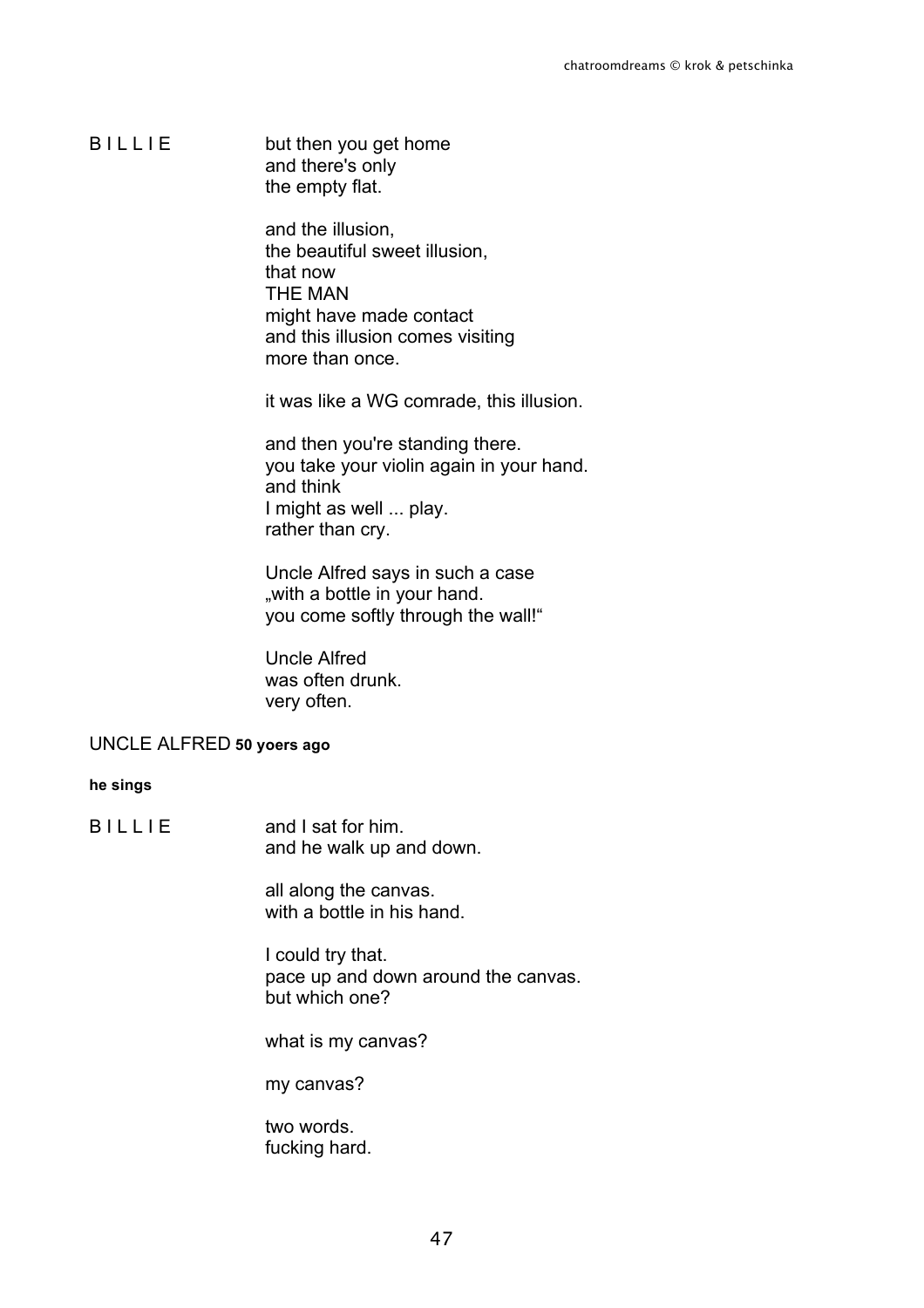B I L L I E

but then you get home
and there's only
the empty flat.

and the illusion,
the beautiful sweet illusion,
that now
THE MAN
might have made contact
and this illusion comes visiting
more than once.

it was like a WG comrade, this illusion.

and then you're standing there.
you take your violin again in your hand.
and think
I might as well ... play.
rather than cry.

Uncle Alfred says in such a case
„with a bottle in your hand.
you come softly through the wall!“

Uncle Alfred
was often drunk.
very often.

UNCLE ALFRED **50 yoers ago**

**he sings**

B I L L I E

and I sat for him.
and he walk up and down.

all along the canvas.
with a bottle in his hand.

I could try that.
pace up and down around the canvas.
but which one?

what is my canvas?

my canvas?

two words.
fucking hard.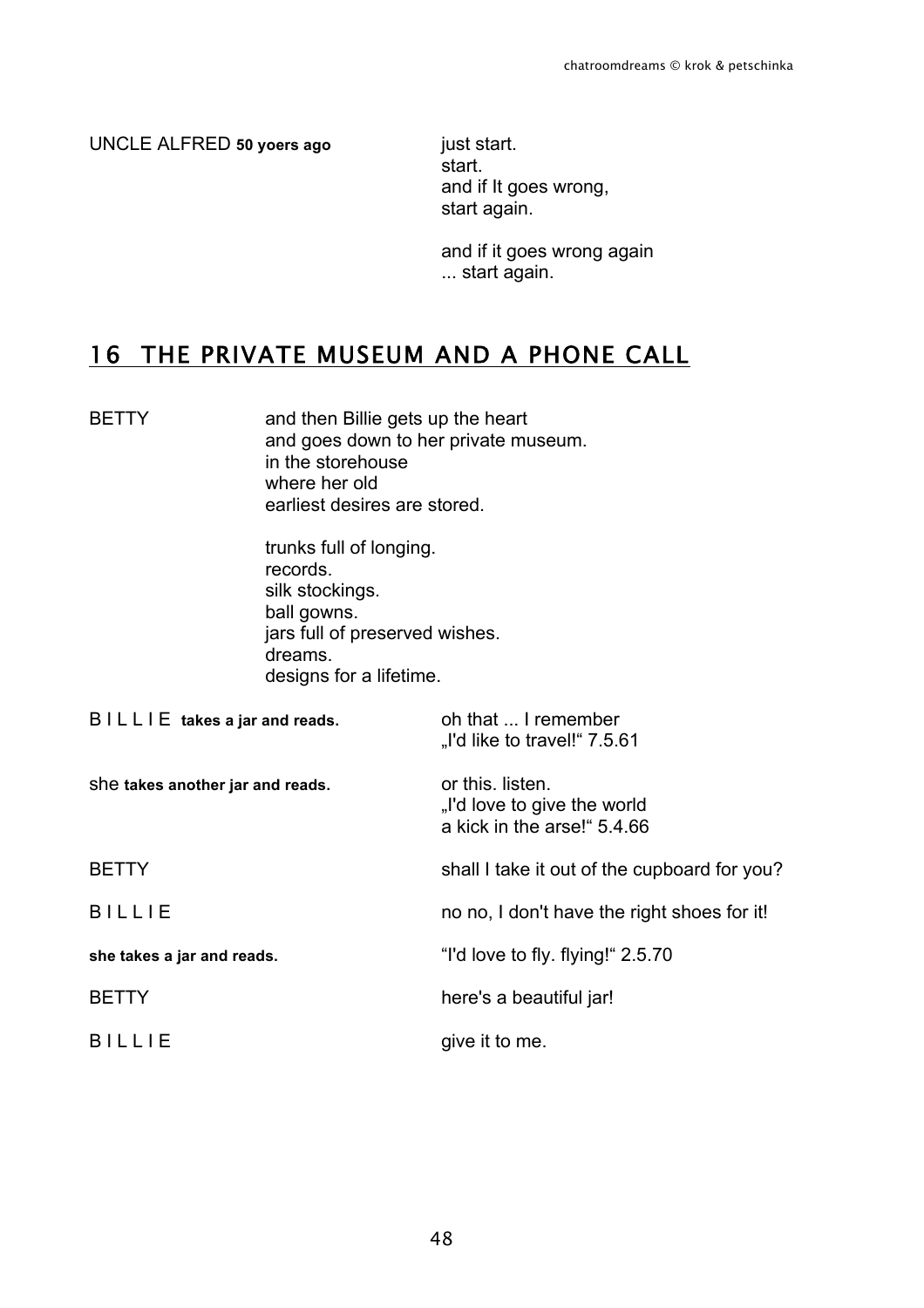UNCLE ALFRED **50 yoers ago**

just start.
start.
and if It goes wrong,
start again.

and if it goes wrong again
... start again.

## 16 THE PRIVATE MUSEUM AND A PHONE CALL

BETTY

and then Billie gets up the heart
and goes down to her private museum.
in the storehouse
where her old
earliest desires are stored.

trunks full of longing.
records.
silk stockings.
ball gowns.
jars full of preserved wishes.
dreams.
designs for a lifetime.

B I L L I E **takes a jar and reads.**

oh that ... I remember
„I'd like to travel!“ 7.5.61

she **takes another jar and reads.**

or this. listen.
„I'd love to give the world
a kick in the arse!“ 5.4.66

BETTY

shall I take it out of the cupboard for you?

B I L L I E

no no, I don't have the right shoes for it!

**she takes a jar and reads.**

“I'd love to fly. flying!“ 2.5.70

BETTY

here's a beautiful jar!

B I L L I E

give it to me.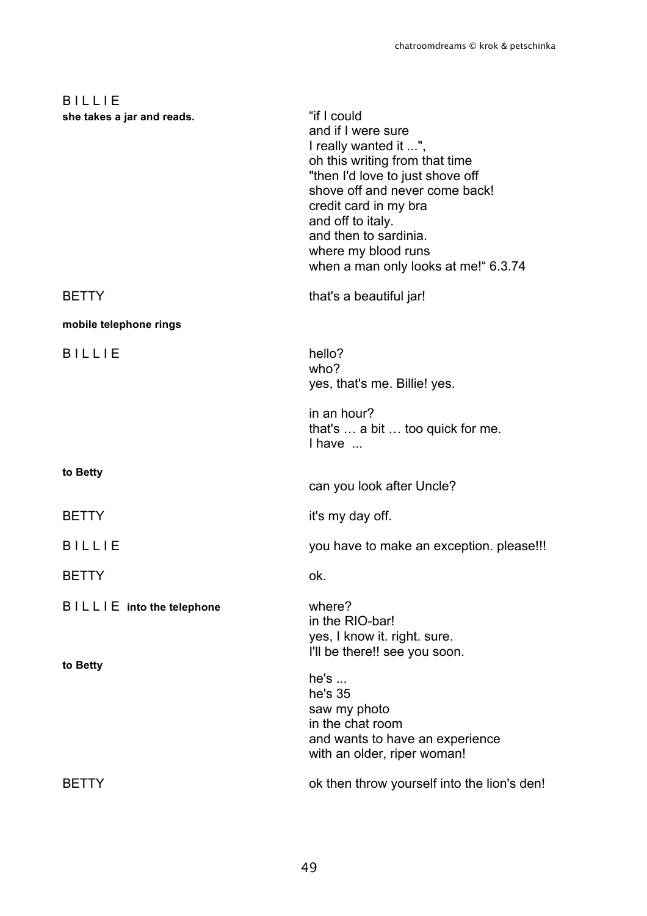B I L L I E

**she takes a jar and reads.**

"if I could
and if I were sure
I really wanted it ...",
oh this writing from that time
"then I'd love to just shove off
shove off and never come back!
credit card in my bra
and off to italy.
and then to sardinia.
where my blood runs
when a man only looks at me!" 6.3.74

BETTY

that's a beautiful jar!

**mobile telephone rings**

B I L L I E

hello?
who?
yes, that's me. Billie! yes.

in an hour?
that's … a bit … too quick for me.
I have ...

**to Betty**

can you look after Uncle?

BETTY

it's my day off.

B I L L I E

you have to make an exception. please!!!

BETTY

ok.

B I L L I E **into the telephone**

where?
in the RIO-bar!
yes, I know it. right. sure.
I'll be there!! see you soon.

**to Betty**

he's ...
he's 35
saw my photo
in the chat room
and wants to have an experience
with an older, riper woman!

BETTY

ok then throw yourself into the lion's den!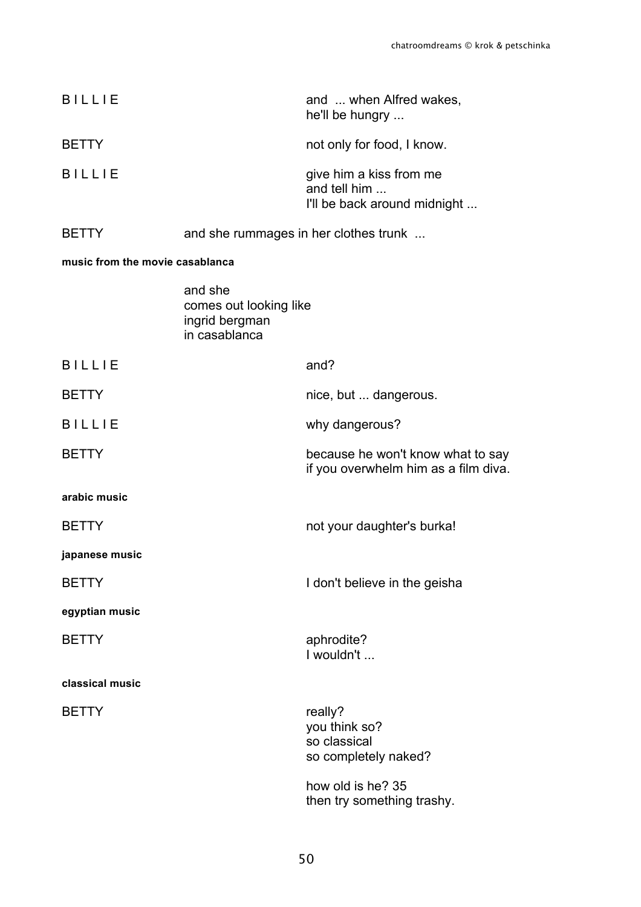B I L L I E and ... when Alfred wakes,
he'll be hungry ...

BETTY not only for food, I know.

B I L L I E give him a kiss from me
and tell him ...
I'll be back around midnight ...

BETTY and she rummages in her clothes trunk ...

**music from the movie casablanca**

and she
comes out looking like
ingrid bergman
in casablanca

B I L L I E and?

BETTY nice, but ... dangerous.

B I L L I E why dangerous?

BETTY because he won't know what to say
if you overwhelm him as a film diva.

**arabic music**

BETTY not your daughter's burka!

**japanese music**

BETTY I don't believe in the geisha

**egyptian music**

BETTY aphrodite?
I wouldn't ...

**classical music**

BETTY really?
you think so?
so classical
so completely naked?

how old is he? 35
then try something trashy.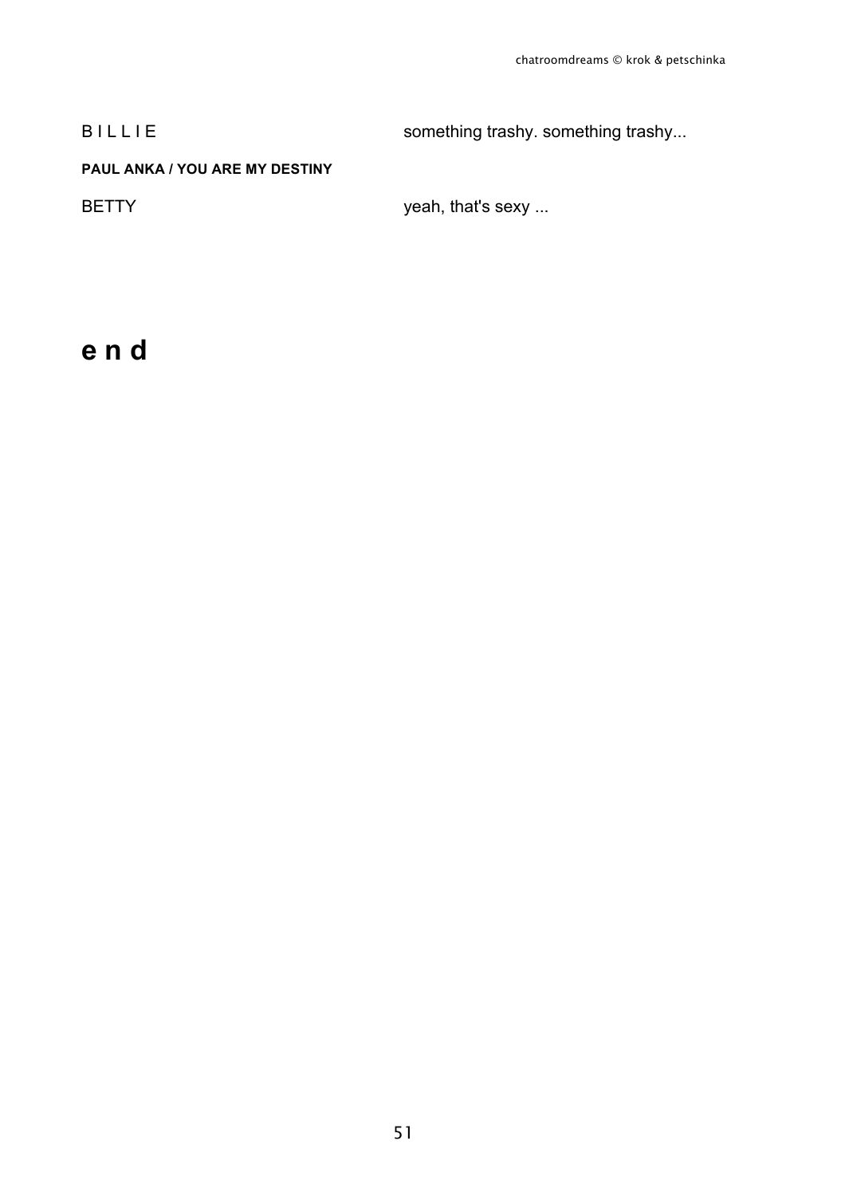B I L L I E something trashy. something trashy...

**PAUL ANKA / YOU ARE MY DESTINY**

BETTY yeah, that's sexy ...

# e n d